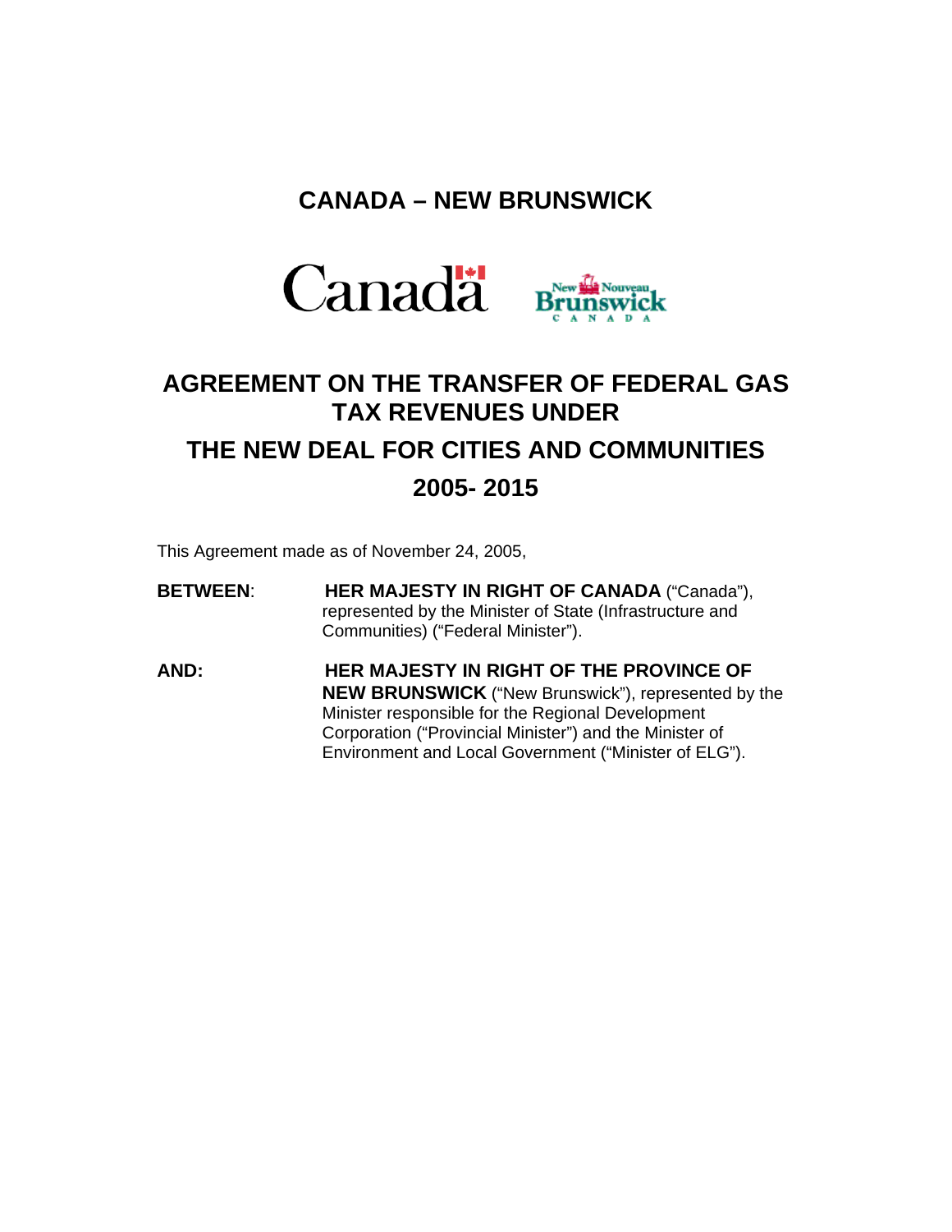# CANADA – NEW BRUNSWICK

# AGREEMENT ON THE TRANSFER OF FEDERAL GAS TAX REVENUES UNDER THE NEW DEAL FOR CITIES AND COMMUNITIES 2005- 2015

This Agreement made as of November 24, 2005,

**BETWEEN**: **HER MAJESTY IN RIGHT OF CANADA** ("Canada"), represented by the Minister of State (Infrastructure and Communities) ("Federal Minister").

**AND:** **HER MAJESTY IN RIGHT OF THE PROVINCE OF NEW BRUNSWICK** ("New Brunswick"), represented by the Minister responsible for the Regional Development Corporation ("Provincial Minister") and the Minister of Environment and Local Government ("Minister of ELG").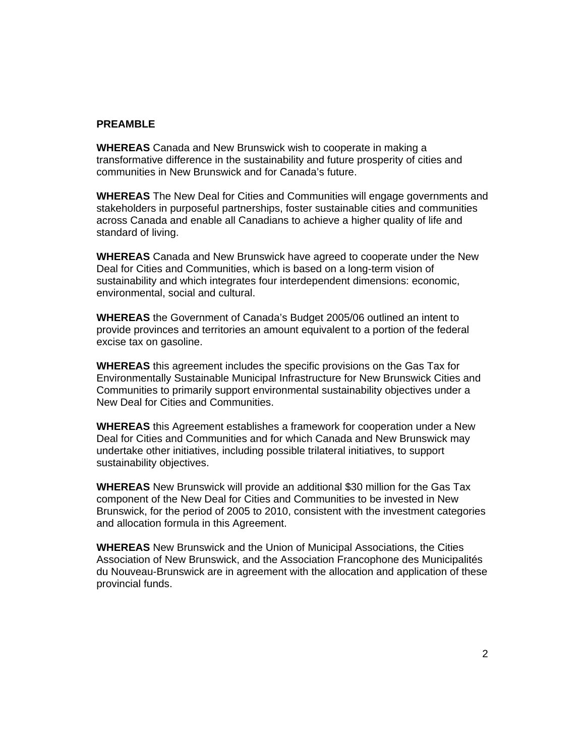## PREAMBLE

**WHEREAS** Canada and New Brunswick wish to cooperate in making a transformative difference in the sustainability and future prosperity of cities and communities in New Brunswick and for Canada's future.

**WHEREAS** The New Deal for Cities and Communities will engage governments and stakeholders in purposeful partnerships, foster sustainable cities and communities across Canada and enable all Canadians to achieve a higher quality of life and standard of living.

**WHEREAS** Canada and New Brunswick have agreed to cooperate under the New Deal for Cities and Communities, which is based on a long-term vision of sustainability and which integrates four interdependent dimensions: economic, environmental, social and cultural.

**WHEREAS** the Government of Canada's Budget 2005/06 outlined an intent to provide provinces and territories an amount equivalent to a portion of the federal excise tax on gasoline.

**WHEREAS** this agreement includes the specific provisions on the Gas Tax for Environmentally Sustainable Municipal Infrastructure for New Brunswick Cities and Communities to primarily support environmental sustainability objectives under a New Deal for Cities and Communities.

**WHEREAS** this Agreement establishes a framework for cooperation under a New Deal for Cities and Communities and for which Canada and New Brunswick may undertake other initiatives, including possible trilateral initiatives, to support sustainability objectives.

**WHEREAS** New Brunswick will provide an additional $30 million for the Gas Tax component of the New Deal for Cities and Communities to be invested in New Brunswick, for the period of 2005 to 2010, consistent with the investment categories and allocation formula in this Agreement.

**WHEREAS** New Brunswick and the Union of Municipal Associations, the Cities Association of New Brunswick, and the Association Francophone des Municipalités du Nouveau-Brunswick are in agreement with the allocation and application of these provincial funds.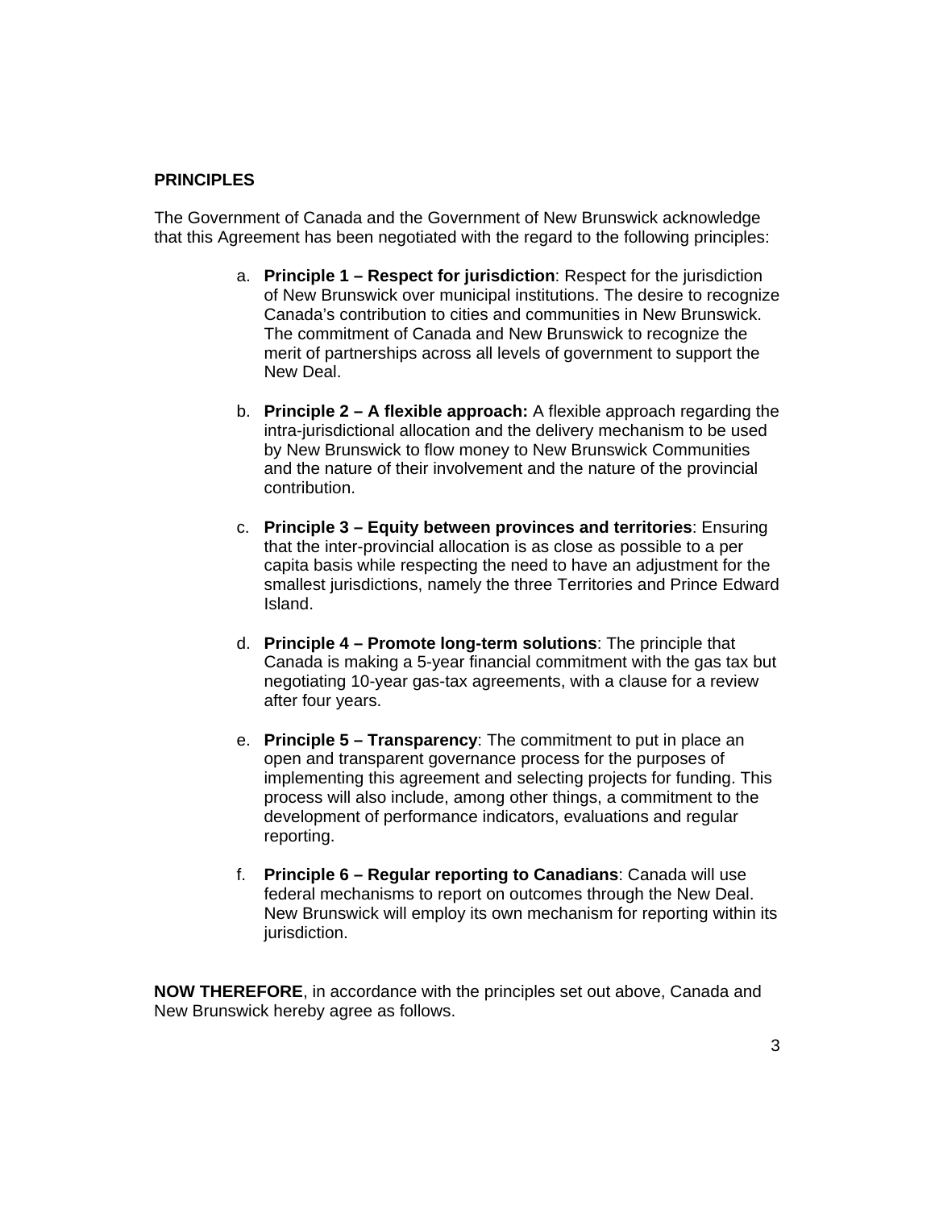**PRINCIPLES**

The Government of Canada and the Government of New Brunswick acknowledge that this Agreement has been negotiated with the regard to the following principles:

a. **Principle 1 – Respect for jurisdiction**: Respect for the jurisdiction of New Brunswick over municipal institutions. The desire to recognize Canada's contribution to cities and communities in New Brunswick. The commitment of Canada and New Brunswick to recognize the merit of partnerships across all levels of government to support the New Deal.

b. **Principle 2 – A flexible approach:** A flexible approach regarding the intra-jurisdictional allocation and the delivery mechanism to be used by New Brunswick to flow money to New Brunswick Communities and the nature of their involvement and the nature of the provincial contribution.

c. **Principle 3 – Equity between provinces and territories**: Ensuring that the inter-provincial allocation is as close as possible to a per capita basis while respecting the need to have an adjustment for the smallest jurisdictions, namely the three Territories and Prince Edward Island.

d. **Principle 4 – Promote long-term solutions**: The principle that Canada is making a 5-year financial commitment with the gas tax but negotiating 10-year gas-tax agreements, with a clause for a review after four years.

e. **Principle 5 – Transparency**: The commitment to put in place an open and transparent governance process for the purposes of implementing this agreement and selecting projects for funding. This process will also include, among other things, a commitment to the development of performance indicators, evaluations and regular reporting.

f. **Principle 6 – Regular reporting to Canadians**: Canada will use federal mechanisms to report on outcomes through the New Deal. New Brunswick will employ its own mechanism for reporting within its jurisdiction.

**NOW THEREFORE**, in accordance with the principles set out above, Canada and New Brunswick hereby agree as follows.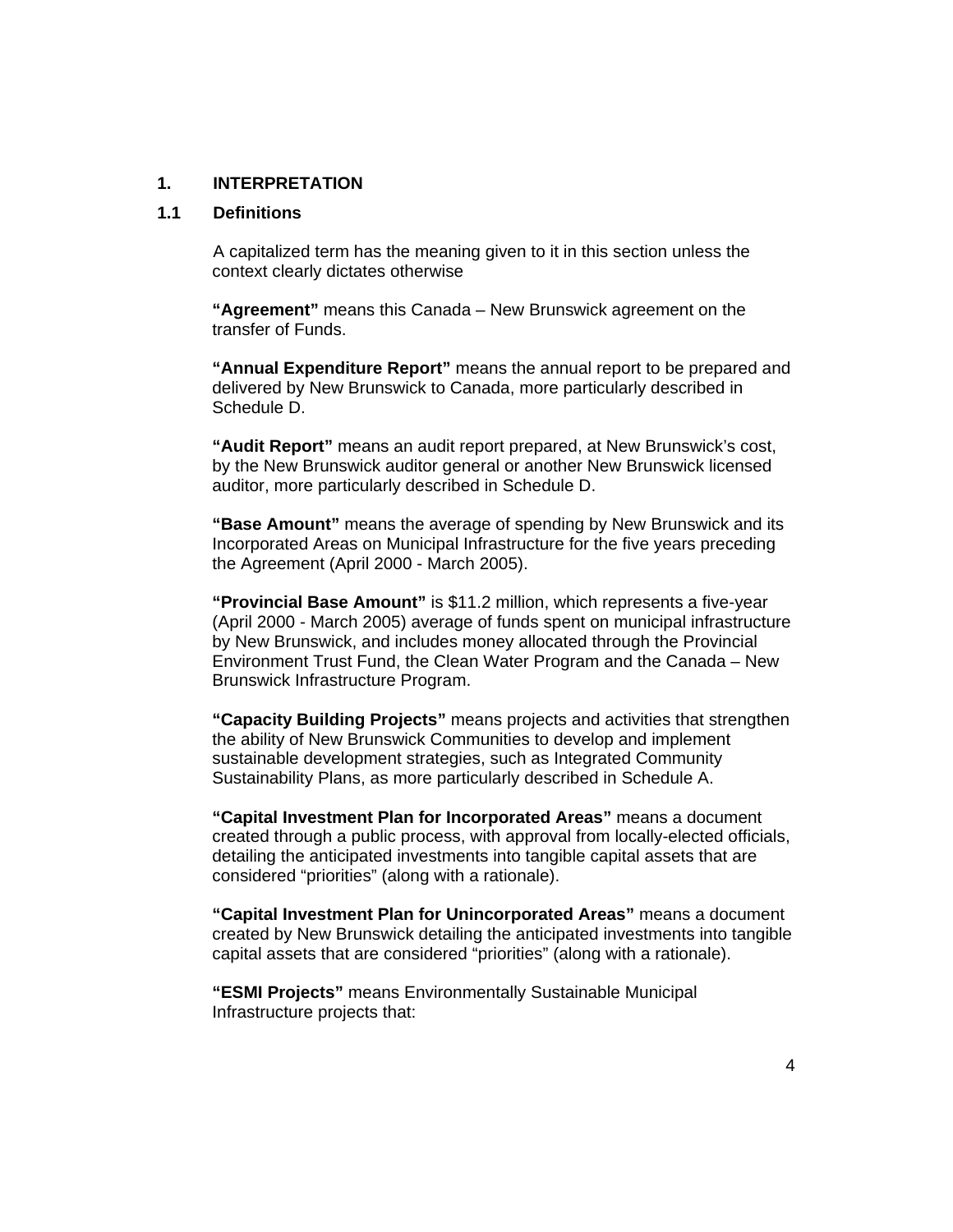# 1. INTERPRETATION

## 1.1 Definitions

A capitalized term has the meaning given to it in this section unless the context clearly dictates otherwise

**“Agreement”** means this Canada – New Brunswick agreement on the transfer of Funds.

**“Annual Expenditure Report”** means the annual report to be prepared and delivered by New Brunswick to Canada, more particularly described in Schedule D.

**“Audit Report”** means an audit report prepared, at New Brunswick’s cost, by the New Brunswick auditor general or another New Brunswick licensed auditor, more particularly described in Schedule D.

**“Base Amount”** means the average of spending by New Brunswick and its Incorporated Areas on Municipal Infrastructure for the five years preceding the Agreement (April 2000 - March 2005).

**“Provincial Base Amount”** is $11.2 million, which represents a five-year (April 2000 - March 2005) average of funds spent on municipal infrastructure by New Brunswick, and includes money allocated through the Provincial Environment Trust Fund, the Clean Water Program and the Canada – New Brunswick Infrastructure Program.

**“Capacity Building Projects”** means projects and activities that strengthen the ability of New Brunswick Communities to develop and implement sustainable development strategies, such as Integrated Community Sustainability Plans, as more particularly described in Schedule A.

**“Capital Investment Plan for Incorporated Areas”** means a document created through a public process, with approval from locally-elected officials, detailing the anticipated investments into tangible capital assets that are considered “priorities” (along with a rationale).

**“Capital Investment Plan for Unincorporated Areas”** means a document created by New Brunswick detailing the anticipated investments into tangible capital assets that are considered “priorities” (along with a rationale).

**“ESMI Projects”** means Environmentally Sustainable Municipal Infrastructure projects that: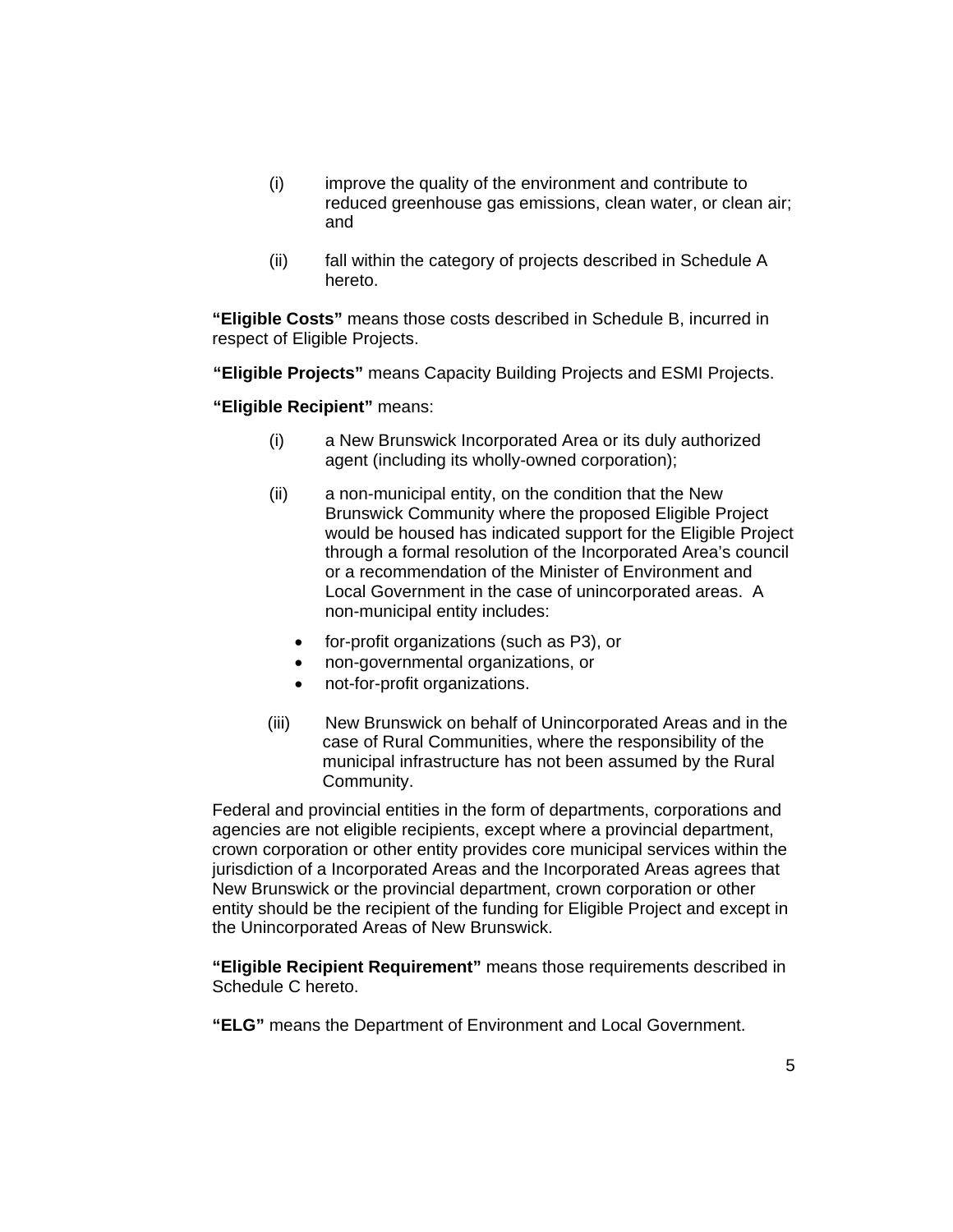(i) improve the quality of the environment and contribute to reduced greenhouse gas emissions, clean water, or clean air; and

(ii) fall within the category of projects described in Schedule A hereto.

**"Eligible Costs"** means those costs described in Schedule B, incurred in respect of Eligible Projects.

**"Eligible Projects"** means Capacity Building Projects and ESMI Projects.

**"Eligible Recipient"** means:

(i) a New Brunswick Incorporated Area or its duly authorized agent (including its wholly-owned corporation);

(ii) a non-municipal entity, on the condition that the New Brunswick Community where the proposed Eligible Project would be housed has indicated support for the Eligible Project through a formal resolution of the Incorporated Area's council or a recommendation of the Minister of Environment and Local Government in the case of unincorporated areas. A non-municipal entity includes:

- for-profit organizations (such as P3), or
- non-governmental organizations, or
- not-for-profit organizations.

(iii) New Brunswick on behalf of Unincorporated Areas and in the case of Rural Communities, where the responsibility of the municipal infrastructure has not been assumed by the Rural Community.

Federal and provincial entities in the form of departments, corporations and agencies are not eligible recipients, except where a provincial department, crown corporation or other entity provides core municipal services within the jurisdiction of a Incorporated Areas and the Incorporated Areas agrees that New Brunswick or the provincial department, crown corporation or other entity should be the recipient of the funding for Eligible Project and except in the Unincorporated Areas of New Brunswick.

**"Eligible Recipient Requirement"** means those requirements described in Schedule C hereto.

**"ELG"** means the Department of Environment and Local Government.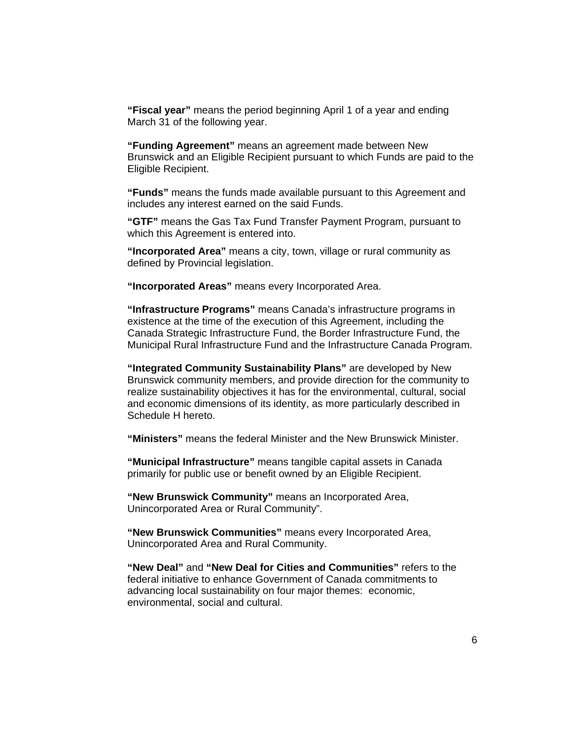**"Fiscal year"** means the period beginning April 1 of a year and ending March 31 of the following year.

**"Funding Agreement"** means an agreement made between New Brunswick and an Eligible Recipient pursuant to which Funds are paid to the Eligible Recipient.

**"Funds"** means the funds made available pursuant to this Agreement and includes any interest earned on the said Funds.

**"GTF"** means the Gas Tax Fund Transfer Payment Program, pursuant to which this Agreement is entered into.

**"Incorporated Area"** means a city, town, village or rural community as defined by Provincial legislation.

**"Incorporated Areas"** means every Incorporated Area.

**"Infrastructure Programs"** means Canada's infrastructure programs in existence at the time of the execution of this Agreement, including the Canada Strategic Infrastructure Fund, the Border Infrastructure Fund, the Municipal Rural Infrastructure Fund and the Infrastructure Canada Program.

**"Integrated Community Sustainability Plans"** are developed by New Brunswick community members, and provide direction for the community to realize sustainability objectives it has for the environmental, cultural, social and economic dimensions of its identity, as more particularly described in Schedule H hereto.

**"Ministers"** means the federal Minister and the New Brunswick Minister.

**"Municipal Infrastructure"** means tangible capital assets in Canada primarily for public use or benefit owned by an Eligible Recipient.

**"New Brunswick Community"** means an Incorporated Area, Unincorporated Area or Rural Community".

**"New Brunswick Communities"** means every Incorporated Area, Unincorporated Area and Rural Community.

**"New Deal"** and **"New Deal for Cities and Communities"** refers to the federal initiative to enhance Government of Canada commitments to advancing local sustainability on four major themes: economic, environmental, social and cultural.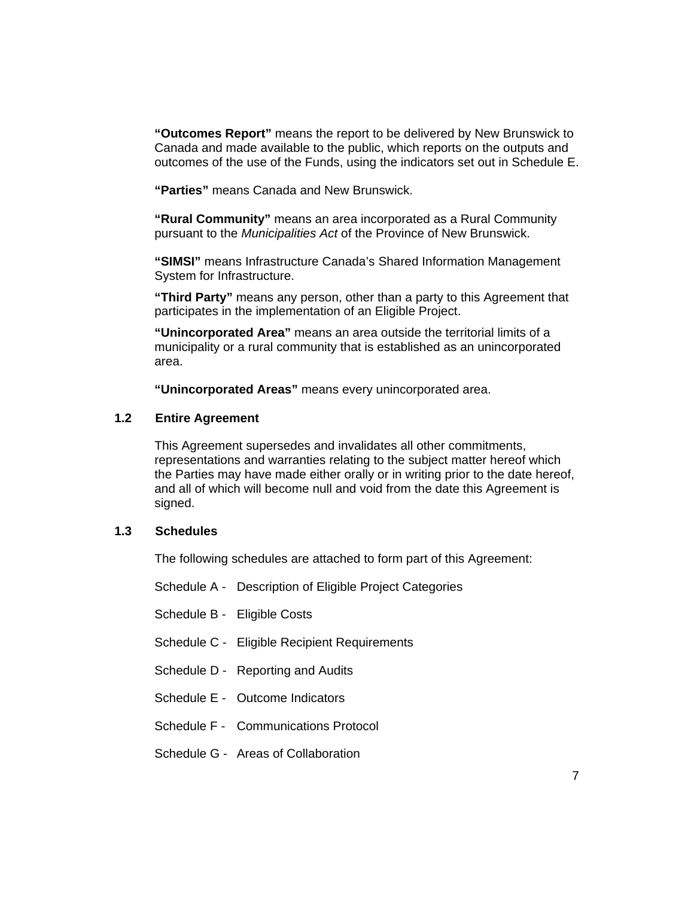**"Outcomes Report"** means the report to be delivered by New Brunswick to Canada and made available to the public, which reports on the outputs and outcomes of the use of the Funds, using the indicators set out in Schedule E.

**"Parties"** means Canada and New Brunswick.

**"Rural Community"** means an area incorporated as a Rural Community pursuant to the *Municipalities Act* of the Province of New Brunswick.

**"SIMSI"** means Infrastructure Canada's Shared Information Management System for Infrastructure.

**"Third Party"** means any person, other than a party to this Agreement that participates in the implementation of an Eligible Project.

**"Unincorporated Area"** means an area outside the territorial limits of a municipality or a rural community that is established as an unincorporated area.

**"Unincorporated Areas"** means every unincorporated area.

### 1.2 Entire Agreement

This Agreement supersedes and invalidates all other commitments, representations and warranties relating to the subject matter hereof which the Parties may have made either orally or in writing prior to the date hereof, and all of which will become null and void from the date this Agreement is signed.

### 1.3 Schedules

The following schedules are attached to form part of this Agreement:

Schedule A - Description of Eligible Project Categories

Schedule B - Eligible Costs

Schedule C - Eligible Recipient Requirements

Schedule D - Reporting and Audits

Schedule E - Outcome Indicators

Schedule F - Communications Protocol

Schedule G - Areas of Collaboration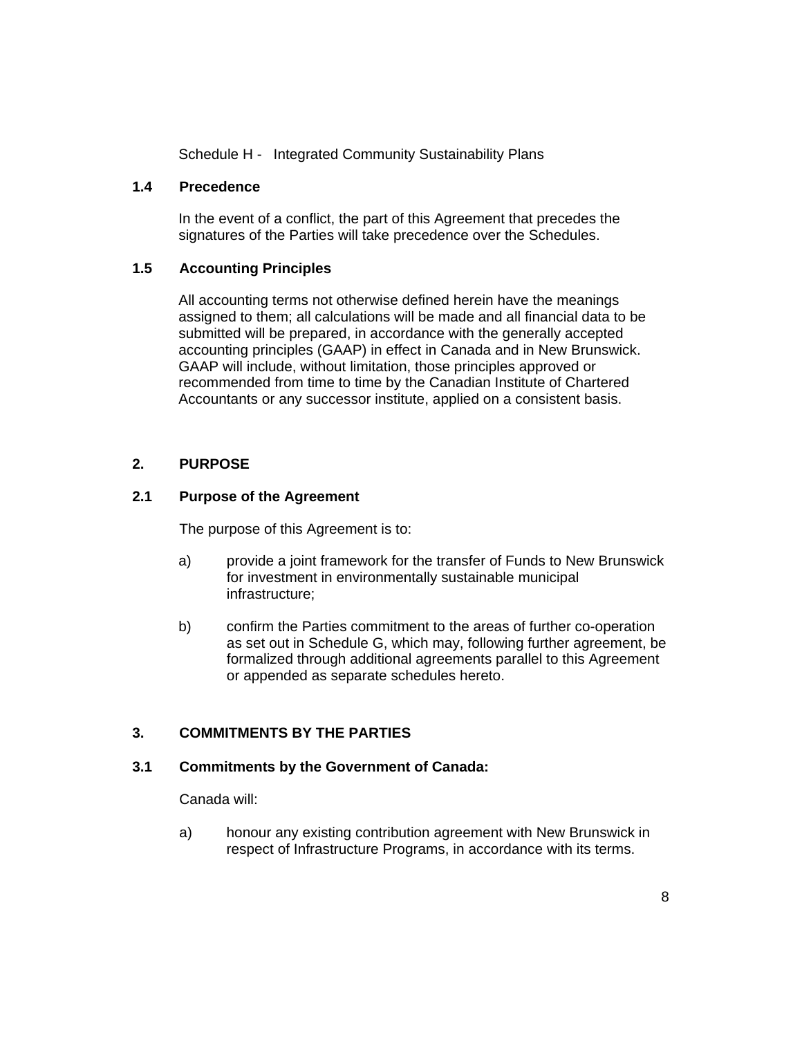Schedule H - Integrated Community Sustainability Plans

### 1.4 Precedence

In the event of a conflict, the part of this Agreement that precedes the signatures of the Parties will take precedence over the Schedules.

### 1.5 Accounting Principles

All accounting terms not otherwise defined herein have the meanings assigned to them; all calculations will be made and all financial data to be submitted will be prepared, in accordance with the generally accepted accounting principles (GAAP) in effect in Canada and in New Brunswick. GAAP will include, without limitation, those principles approved or recommended from time to time by the Canadian Institute of Chartered Accountants or any successor institute, applied on a consistent basis.

## 2. PURPOSE

### 2.1 Purpose of the Agreement

The purpose of this Agreement is to:

a) provide a joint framework for the transfer of Funds to New Brunswick for investment in environmentally sustainable municipal infrastructure;

b) confirm the Parties commitment to the areas of further co-operation as set out in Schedule G, which may, following further agreement, be formalized through additional agreements parallel to this Agreement or appended as separate schedules hereto.

## 3. COMMITMENTS BY THE PARTIES

### 3.1 Commitments by the Government of Canada:

Canada will:

a) honour any existing contribution agreement with New Brunswick in respect of Infrastructure Programs, in accordance with its terms.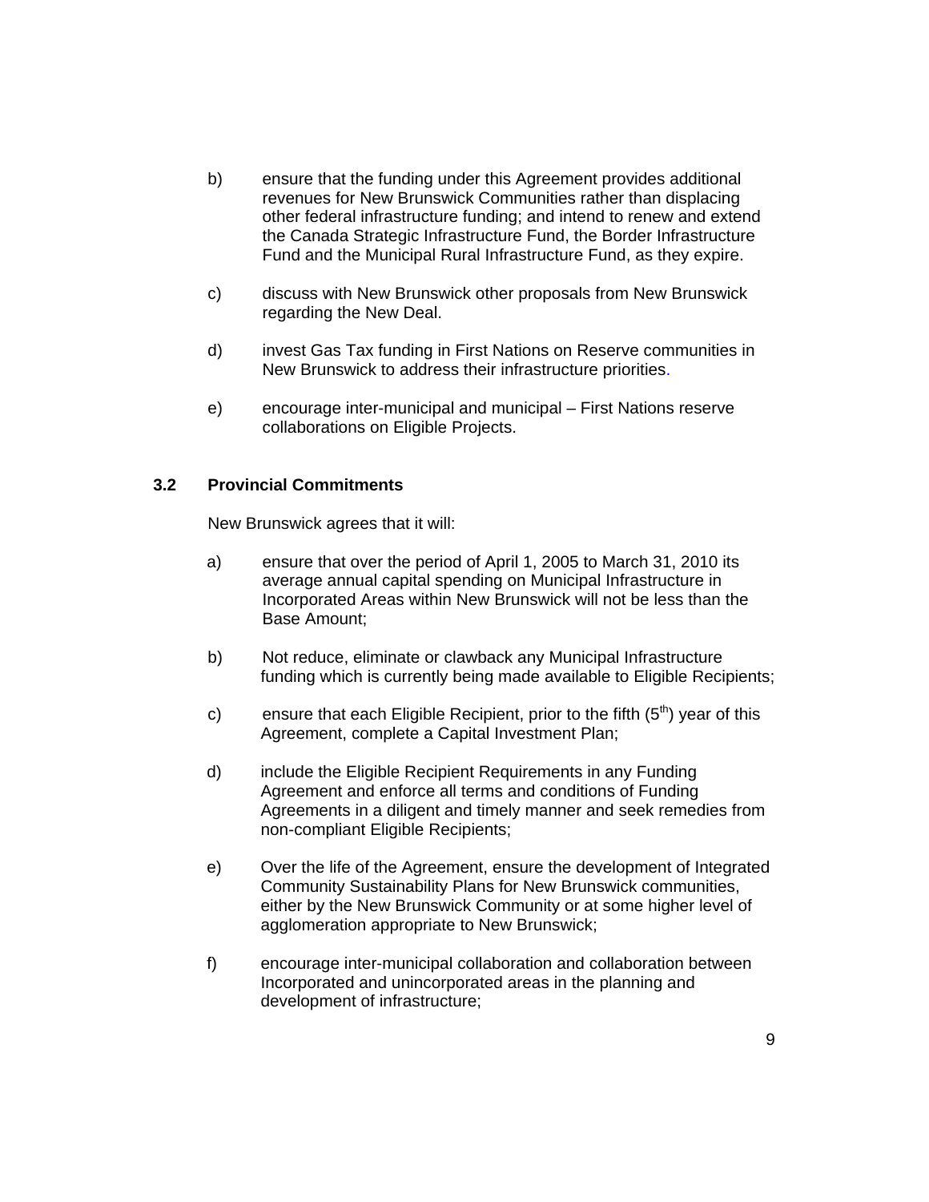b) ensure that the funding under this Agreement provides additional revenues for New Brunswick Communities rather than displacing other federal infrastructure funding; and intend to renew and extend the Canada Strategic Infrastructure Fund, the Border Infrastructure Fund and the Municipal Rural Infrastructure Fund, as they expire.

c) discuss with New Brunswick other proposals from New Brunswick regarding the New Deal.

d) invest Gas Tax funding in First Nations on Reserve communities in New Brunswick to address their infrastructure priorities.

e) encourage inter-municipal and municipal – First Nations reserve collaborations on Eligible Projects.

### 3.2 Provincial Commitments

New Brunswick agrees that it will:

a) ensure that over the period of April 1, 2005 to March 31, 2010 its average annual capital spending on Municipal Infrastructure in Incorporated Areas within New Brunswick will not be less than the Base Amount;

b) Not reduce, eliminate or clawback any Municipal Infrastructure funding which is currently being made available to Eligible Recipients;

c) ensure that each Eligible Recipient, prior to the fifth (5th) year of this Agreement, complete a Capital Investment Plan;

d) include the Eligible Recipient Requirements in any Funding Agreement and enforce all terms and conditions of Funding Agreements in a diligent and timely manner and seek remedies from non-compliant Eligible Recipients;

e) Over the life of the Agreement, ensure the development of Integrated Community Sustainability Plans for New Brunswick communities, either by the New Brunswick Community or at some higher level of agglomeration appropriate to New Brunswick;

f) encourage inter-municipal collaboration and collaboration between Incorporated and unincorporated areas in the planning and development of infrastructure;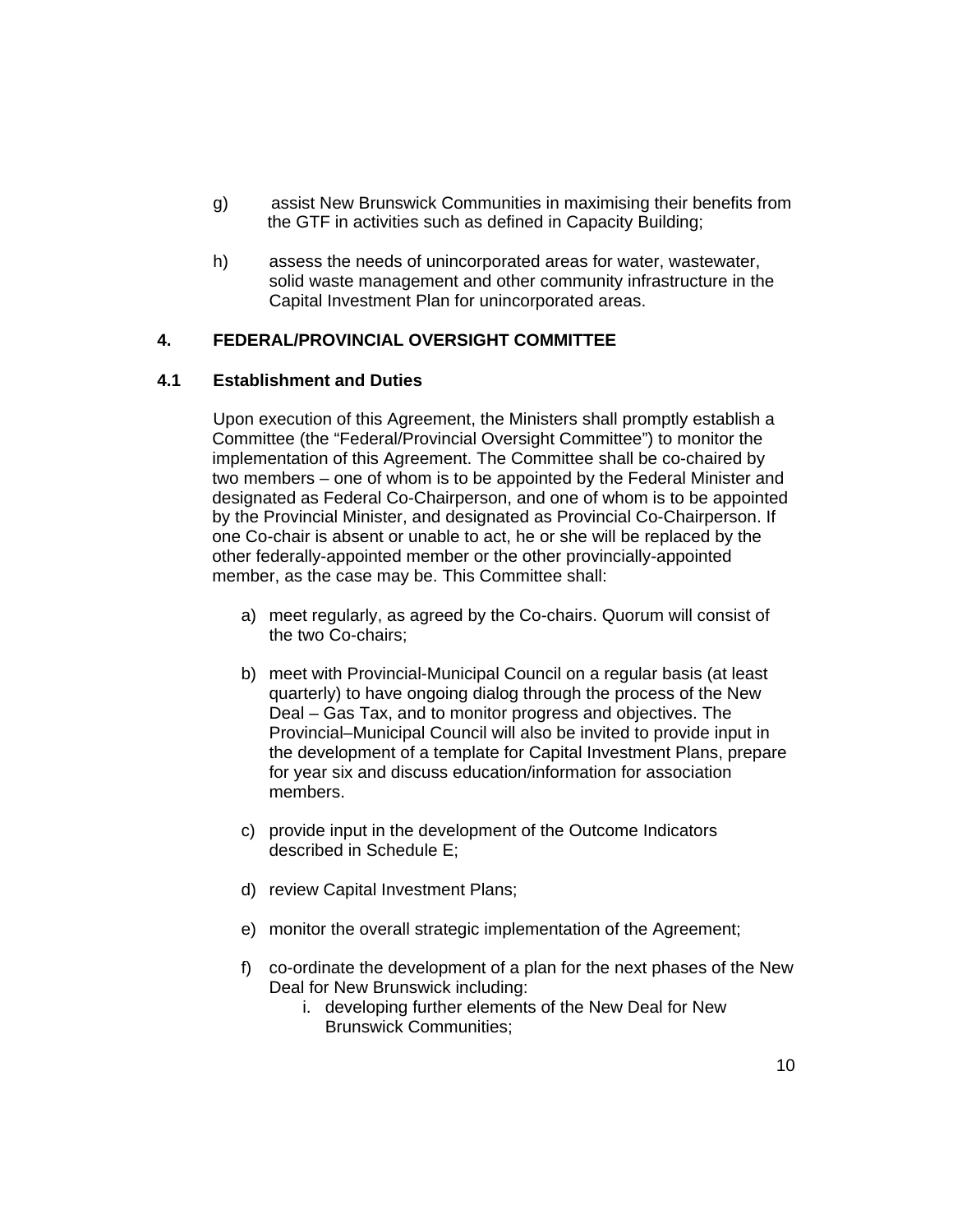g) assist New Brunswick Communities in maximising their benefits from the GTF in activities such as defined in Capacity Building;

h) assess the needs of unincorporated areas for water, wastewater, solid waste management and other community infrastructure in the Capital Investment Plan for unincorporated areas.

## 4. FEDERAL/PROVINCIAL OVERSIGHT COMMITTEE

### 4.1 Establishment and Duties

Upon execution of this Agreement, the Ministers shall promptly establish a Committee (the "Federal/Provincial Oversight Committee") to monitor the implementation of this Agreement. The Committee shall be co-chaired by two members – one of whom is to be appointed by the Federal Minister and designated as Federal Co-Chairperson, and one of whom is to be appointed by the Provincial Minister, and designated as Provincial Co-Chairperson. If one Co-chair is absent or unable to act, he or she will be replaced by the other federally-appointed member or the other provincially-appointed member, as the case may be. This Committee shall:

a) meet regularly, as agreed by the Co-chairs. Quorum will consist of the two Co-chairs;

b) meet with Provincial-Municipal Council on a regular basis (at least quarterly) to have ongoing dialog through the process of the New Deal – Gas Tax, and to monitor progress and objectives. The Provincial–Municipal Council will also be invited to provide input in the development of a template for Capital Investment Plans, prepare for year six and discuss education/information for association members.

c) provide input in the development of the Outcome Indicators described in Schedule E;

d) review Capital Investment Plans;

e) monitor the overall strategic implementation of the Agreement;

f) co-ordinate the development of a plan for the next phases of the New Deal for New Brunswick including:
   i. developing further elements of the New Deal for New Brunswick Communities;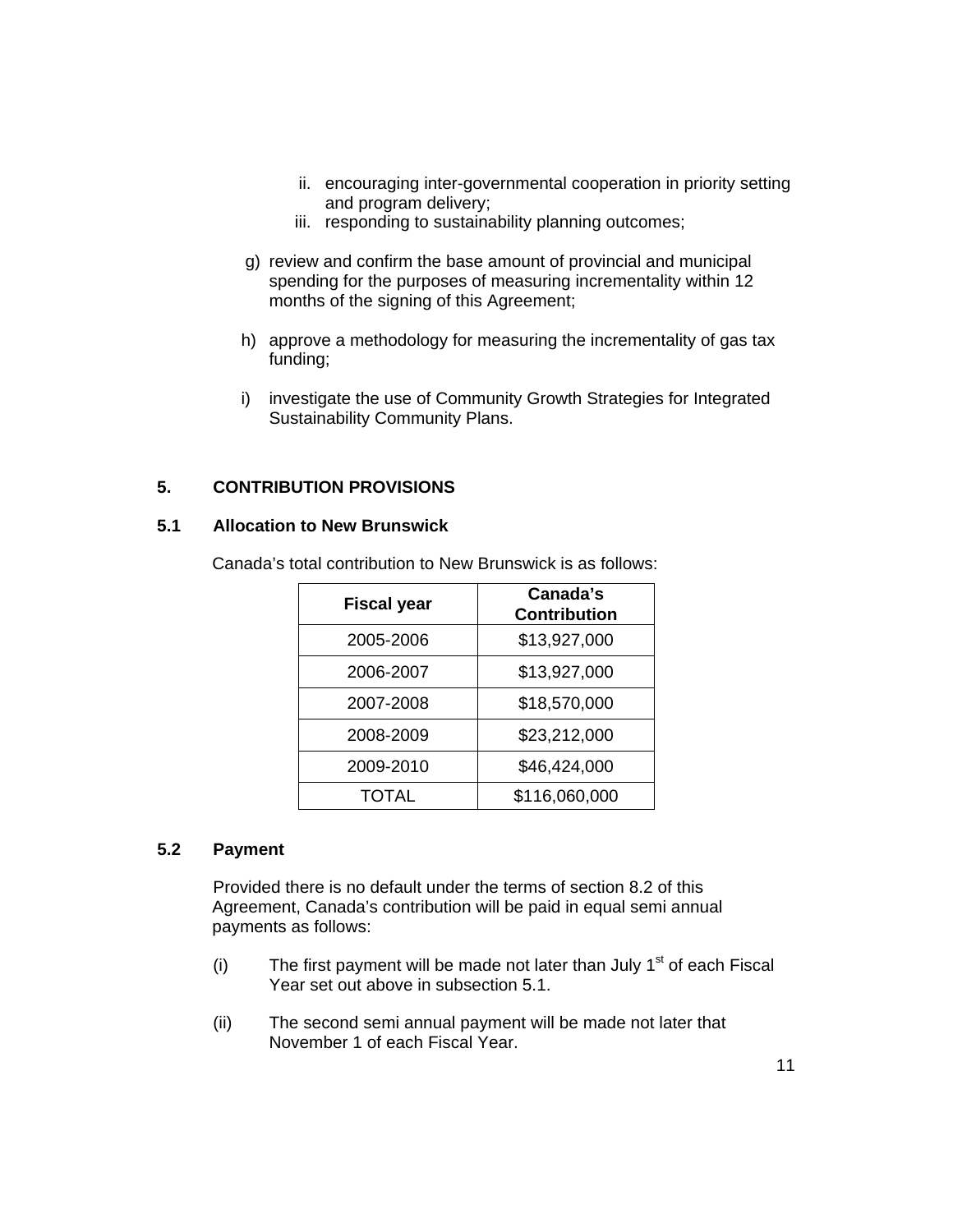ii. encouraging inter-governmental cooperation in priority setting and program delivery;
iii. responding to sustainability planning outcomes;

g) review and confirm the base amount of provincial and municipal spending for the purposes of measuring incrementality within 12 months of the signing of this Agreement;

h) approve a methodology for measuring the incrementality of gas tax funding;

i) investigate the use of Community Growth Strategies for Integrated Sustainability Community Plans.

## 5. CONTRIBUTION PROVISIONS

### 5.1 Allocation to New Brunswick

Canada's total contribution to New Brunswick is as follows:

| Fiscal year | Canada's Contribution |
|---|---|
| 2005-2006 | $13,927,000 |
| 2006-2007 | $13,927,000 |
| 2007-2008 | $18,570,000 |
| 2008-2009 | $23,212,000 |
| 2009-2010 | $46,424,000 |
| TOTAL | $116,060,000 |

### 5.2 Payment

Provided there is no default under the terms of section 8.2 of this Agreement, Canada's contribution will be paid in equal semi annual payments as follows:

(i) The first payment will be made not later than July 1st of each Fiscal Year set out above in subsection 5.1.

(ii) The second semi annual payment will be made not later that November 1 of each Fiscal Year.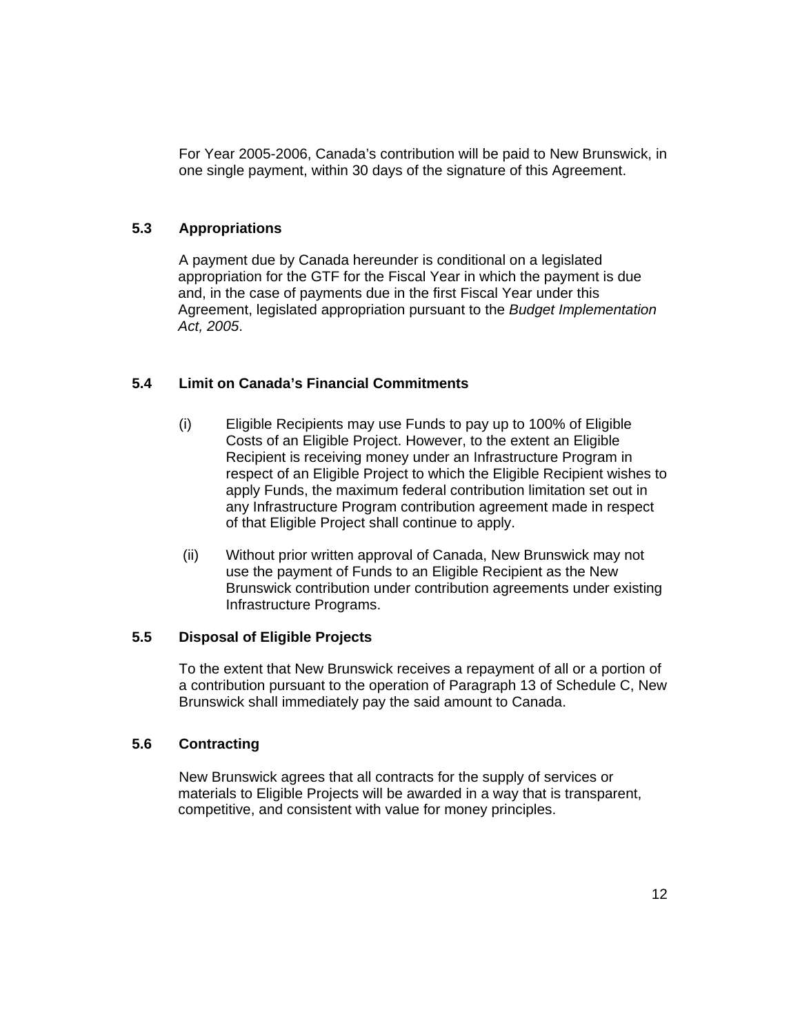For Year 2005-2006, Canada's contribution will be paid to New Brunswick, in one single payment, within 30 days of the signature of this Agreement.

### 5.3 Appropriations

A payment due by Canada hereunder is conditional on a legislated appropriation for the GTF for the Fiscal Year in which the payment is due and, in the case of payments due in the first Fiscal Year under this Agreement, legislated appropriation pursuant to the *Budget Implementation Act, 2005*.

### 5.4 Limit on Canada's Financial Commitments

(i) Eligible Recipients may use Funds to pay up to 100% of Eligible Costs of an Eligible Project. However, to the extent an Eligible Recipient is receiving money under an Infrastructure Program in respect of an Eligible Project to which the Eligible Recipient wishes to apply Funds, the maximum federal contribution limitation set out in any Infrastructure Program contribution agreement made in respect of that Eligible Project shall continue to apply.

(ii) Without prior written approval of Canada, New Brunswick may not use the payment of Funds to an Eligible Recipient as the New Brunswick contribution under contribution agreements under existing Infrastructure Programs.

### 5.5 Disposal of Eligible Projects

To the extent that New Brunswick receives a repayment of all or a portion of a contribution pursuant to the operation of Paragraph 13 of Schedule C, New Brunswick shall immediately pay the said amount to Canada.

### 5.6 Contracting

New Brunswick agrees that all contracts for the supply of services or materials to Eligible Projects will be awarded in a way that is transparent, competitive, and consistent with value for money principles.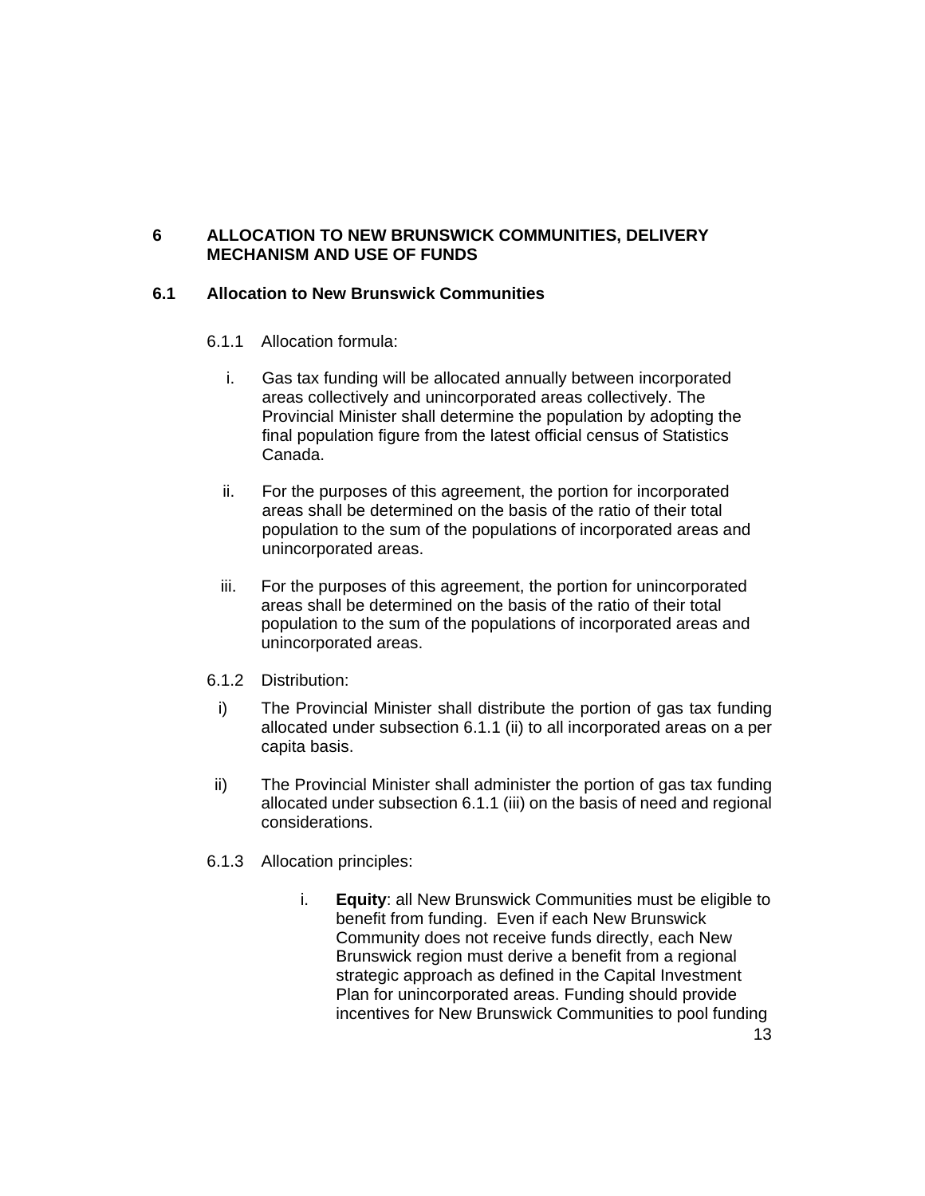# 6 ALLOCATION TO NEW BRUNSWICK COMMUNITIES, DELIVERY MECHANISM AND USE OF FUNDS

## 6.1 Allocation to New Brunswick Communities

6.1.1 Allocation formula:

i. Gas tax funding will be allocated annually between incorporated areas collectively and unincorporated areas collectively. The Provincial Minister shall determine the population by adopting the final population figure from the latest official census of Statistics Canada.

ii. For the purposes of this agreement, the portion for incorporated areas shall be determined on the basis of the ratio of their total population to the sum of the populations of incorporated areas and unincorporated areas.

iii. For the purposes of this agreement, the portion for unincorporated areas shall be determined on the basis of the ratio of their total population to the sum of the populations of incorporated areas and unincorporated areas.

6.1.2 Distribution:

i) The Provincial Minister shall distribute the portion of gas tax funding allocated under subsection 6.1.1 (ii) to all incorporated areas on a per capita basis.

ii) The Provincial Minister shall administer the portion of gas tax funding allocated under subsection 6.1.1 (iii) on the basis of need and regional considerations.

6.1.3 Allocation principles:

i. **Equity**: all New Brunswick Communities must be eligible to benefit from funding. Even if each New Brunswick Community does not receive funds directly, each New Brunswick region must derive a benefit from a regional strategic approach as defined in the Capital Investment Plan for unincorporated areas. Funding should provide incentives for New Brunswick Communities to pool funding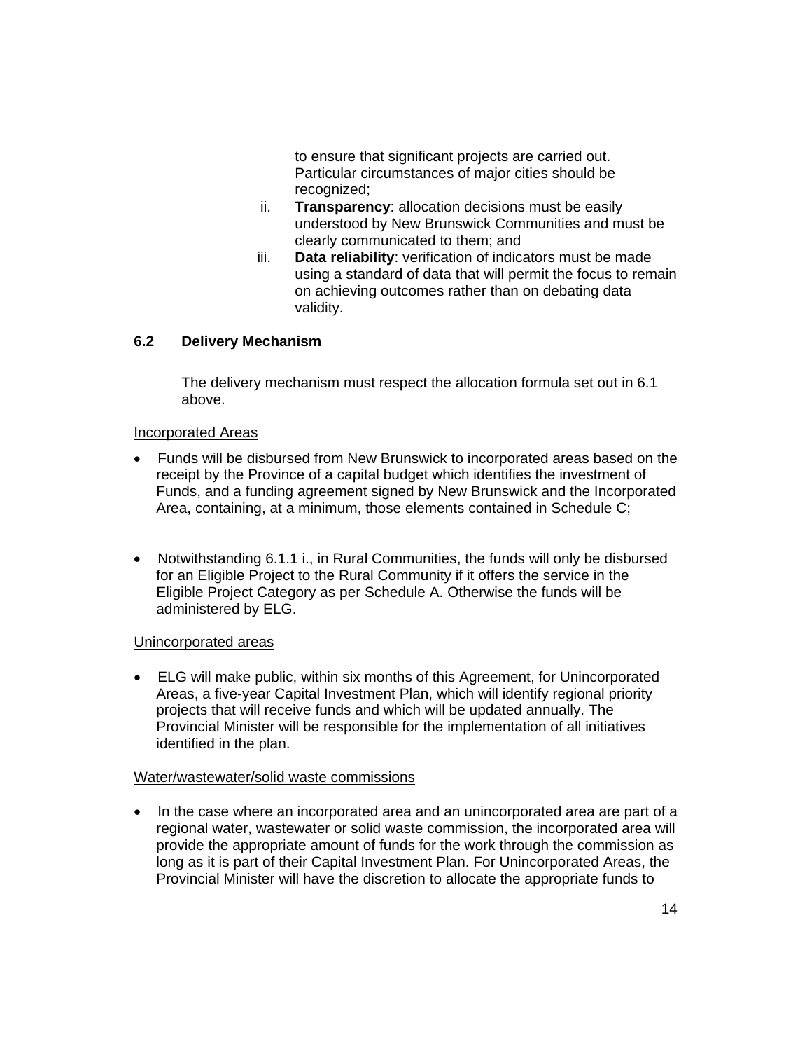to ensure that significant projects are carried out. Particular circumstances of major cities should be recognized;

ii. **Transparency**: allocation decisions must be easily understood by New Brunswick Communities and must be clearly communicated to them; and

iii. **Data reliability**: verification of indicators must be made using a standard of data that will permit the focus to remain on achieving outcomes rather than on debating data validity.

### 6.2 Delivery Mechanism

The delivery mechanism must respect the allocation formula set out in 6.1 above.

<u>Incorporated Areas</u>

- Funds will be disbursed from New Brunswick to incorporated areas based on the receipt by the Province of a capital budget which identifies the investment of Funds, and a funding agreement signed by New Brunswick and the Incorporated Area, containing, at a minimum, those elements contained in Schedule C;

- Notwithstanding 6.1.1 i., in Rural Communities, the funds will only be disbursed for an Eligible Project to the Rural Community if it offers the service in the Eligible Project Category as per Schedule A. Otherwise the funds will be administered by ELG.

<u>Unincorporated areas</u>

- ELG will make public, within six months of this Agreement, for Unincorporated Areas, a five-year Capital Investment Plan, which will identify regional priority projects that will receive funds and which will be updated annually. The Provincial Minister will be responsible for the implementation of all initiatives identified in the plan.

<u>Water/wastewater/solid waste commissions</u>

- In the case where an incorporated area and an unincorporated area are part of a regional water, wastewater or solid waste commission, the incorporated area will provide the appropriate amount of funds for the work through the commission as long as it is part of their Capital Investment Plan. For Unincorporated Areas, the Provincial Minister will have the discretion to allocate the appropriate funds to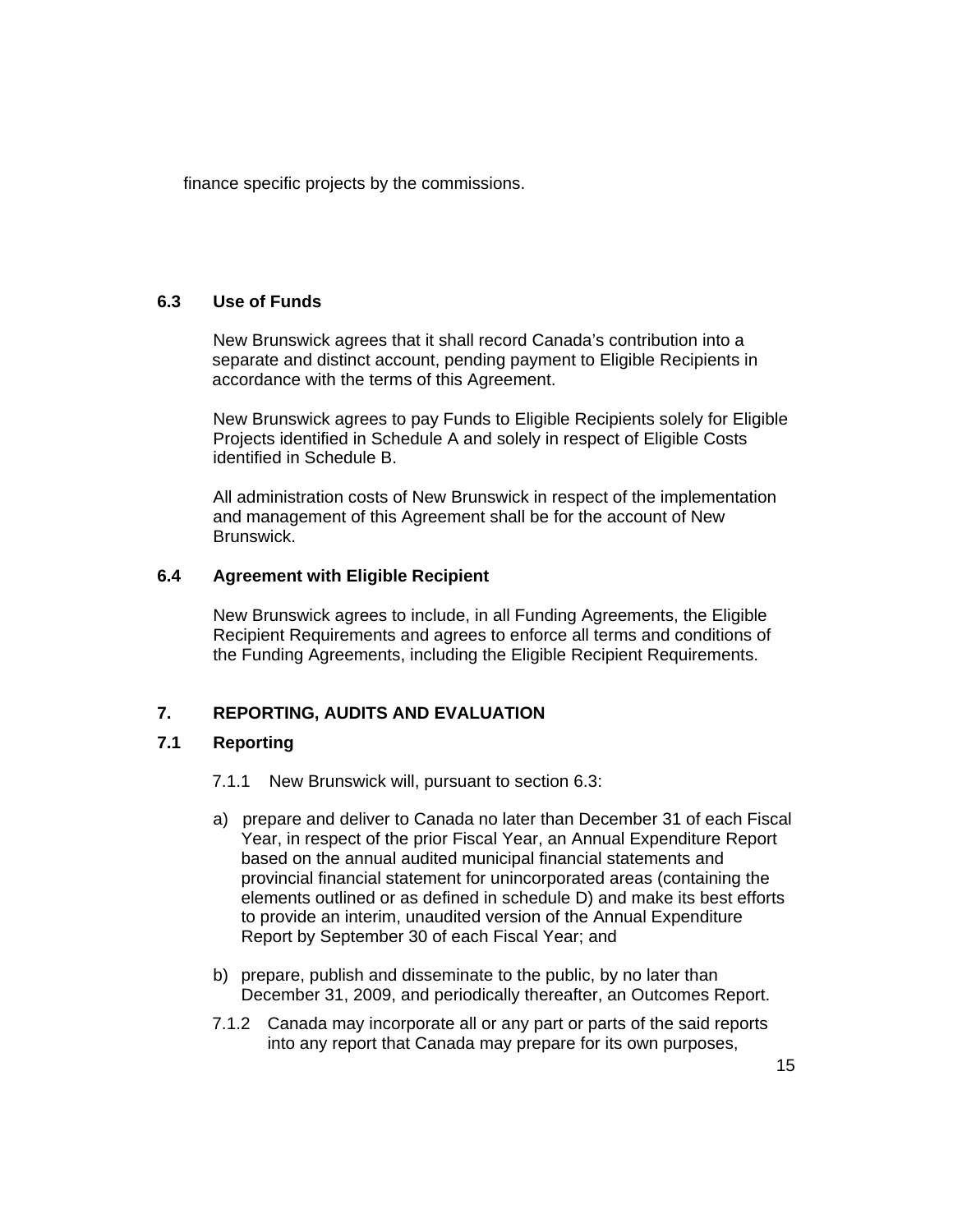finance specific projects by the commissions.

### 6.3 Use of Funds

New Brunswick agrees that it shall record Canada's contribution into a separate and distinct account, pending payment to Eligible Recipients in accordance with the terms of this Agreement.

New Brunswick agrees to pay Funds to Eligible Recipients solely for Eligible Projects identified in Schedule A and solely in respect of Eligible Costs identified in Schedule B.

All administration costs of New Brunswick in respect of the implementation and management of this Agreement shall be for the account of New Brunswick.

### 6.4 Agreement with Eligible Recipient

New Brunswick agrees to include, in all Funding Agreements, the Eligible Recipient Requirements and agrees to enforce all terms and conditions of the Funding Agreements, including the Eligible Recipient Requirements.

## 7. REPORTING, AUDITS AND EVALUATION

### 7.1 Reporting

7.1.1 New Brunswick will, pursuant to section 6.3:

a) prepare and deliver to Canada no later than December 31 of each Fiscal Year, in respect of the prior Fiscal Year, an Annual Expenditure Report based on the annual audited municipal financial statements and provincial financial statement for unincorporated areas (containing the elements outlined or as defined in schedule D) and make its best efforts to provide an interim, unaudited version of the Annual Expenditure Report by September 30 of each Fiscal Year; and

b) prepare, publish and disseminate to the public, by no later than December 31, 2009, and periodically thereafter, an Outcomes Report.

7.1.2 Canada may incorporate all or any part or parts of the said reports into any report that Canada may prepare for its own purposes,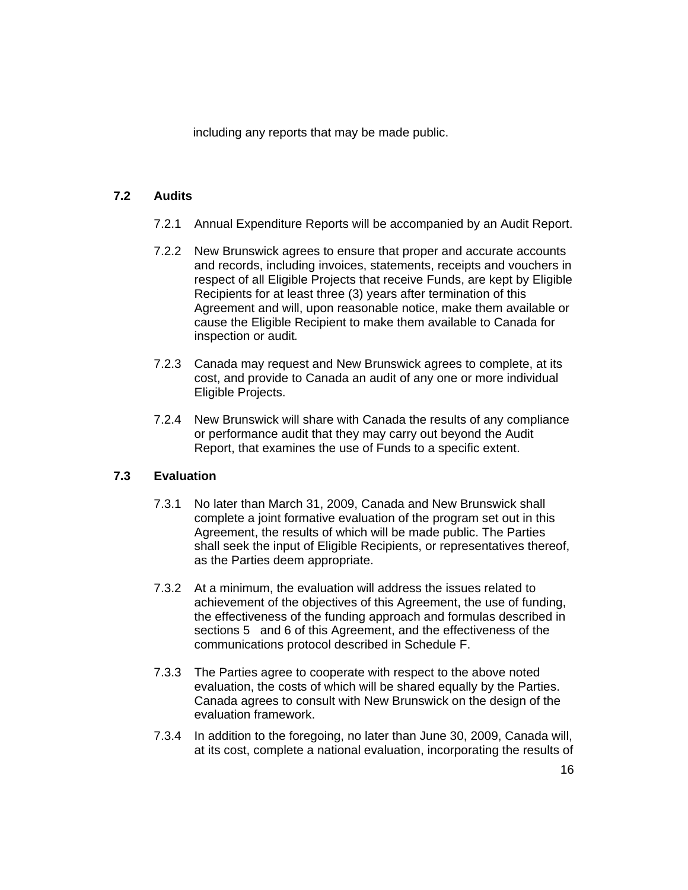including any reports that may be made public.

### 7.2 Audits

7.2.1 Annual Expenditure Reports will be accompanied by an Audit Report.

7.2.2 New Brunswick agrees to ensure that proper and accurate accounts and records, including invoices, statements, receipts and vouchers in respect of all Eligible Projects that receive Funds, are kept by Eligible Recipients for at least three (3) years after termination of this Agreement and will, upon reasonable notice, make them available or cause the Eligible Recipient to make them available to Canada for inspection or audit.

7.2.3 Canada may request and New Brunswick agrees to complete, at its cost, and provide to Canada an audit of any one or more individual Eligible Projects.

7.2.4 New Brunswick will share with Canada the results of any compliance or performance audit that they may carry out beyond the Audit Report, that examines the use of Funds to a specific extent.

### 7.3 Evaluation

7.3.1 No later than March 31, 2009, Canada and New Brunswick shall complete a joint formative evaluation of the program set out in this Agreement, the results of which will be made public. The Parties shall seek the input of Eligible Recipients, or representatives thereof, as the Parties deem appropriate.

7.3.2 At a minimum, the evaluation will address the issues related to achievement of the objectives of this Agreement, the use of funding, the effectiveness of the funding approach and formulas described in sections 5 and 6 of this Agreement, and the effectiveness of the communications protocol described in Schedule F.

7.3.3 The Parties agree to cooperate with respect to the above noted evaluation, the costs of which will be shared equally by the Parties. Canada agrees to consult with New Brunswick on the design of the evaluation framework.

7.3.4 In addition to the foregoing, no later than June 30, 2009, Canada will, at its cost, complete a national evaluation, incorporating the results of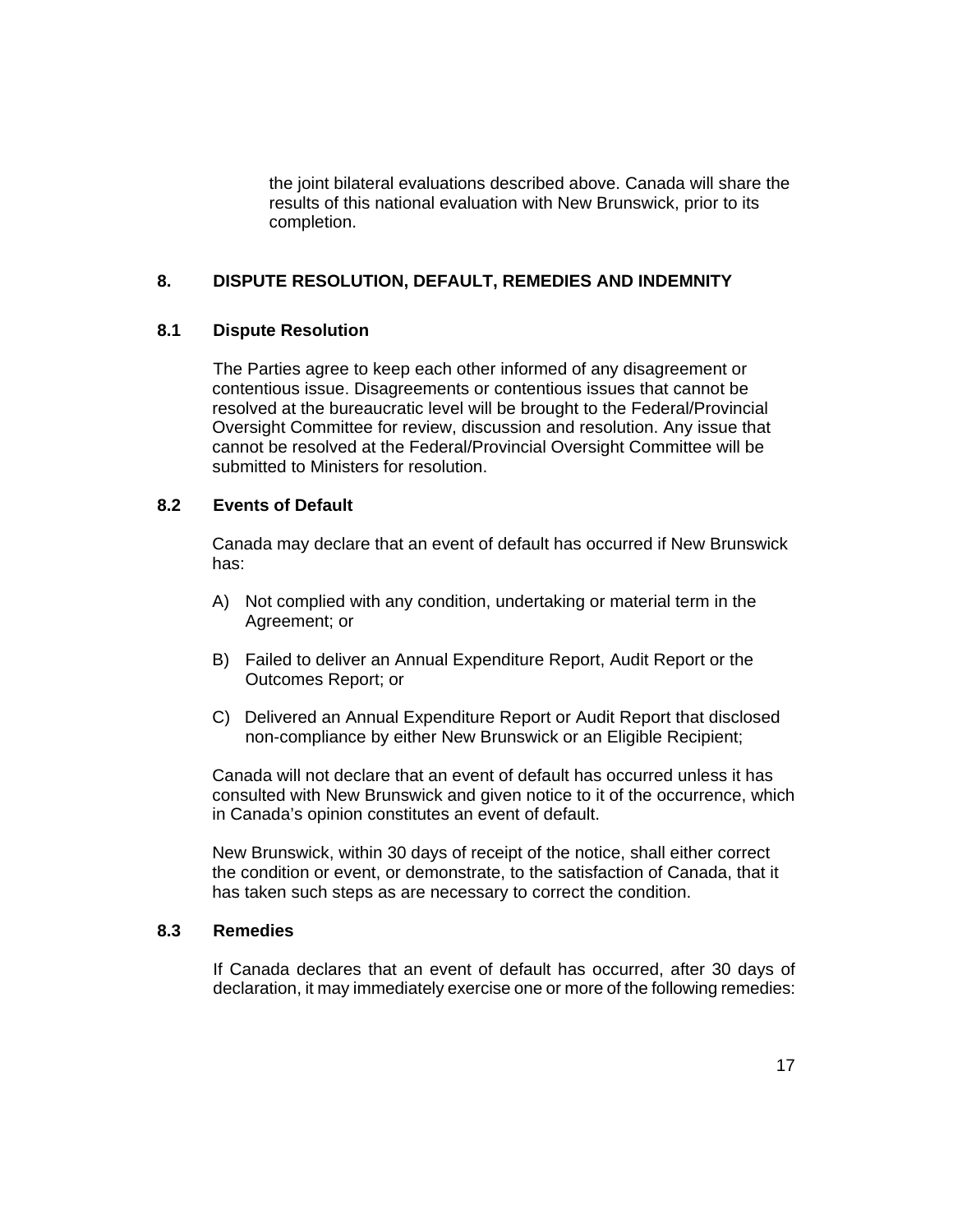the joint bilateral evaluations described above. Canada will share the results of this national evaluation with New Brunswick, prior to its completion.

## 8. DISPUTE RESOLUTION, DEFAULT, REMEDIES AND INDEMNITY

### 8.1 Dispute Resolution

The Parties agree to keep each other informed of any disagreement or contentious issue. Disagreements or contentious issues that cannot be resolved at the bureaucratic level will be brought to the Federal/Provincial Oversight Committee for review, discussion and resolution. Any issue that cannot be resolved at the Federal/Provincial Oversight Committee will be submitted to Ministers for resolution.

### 8.2 Events of Default

Canada may declare that an event of default has occurred if New Brunswick has:

A) Not complied with any condition, undertaking or material term in the Agreement; or

B) Failed to deliver an Annual Expenditure Report, Audit Report or the Outcomes Report; or

C) Delivered an Annual Expenditure Report or Audit Report that disclosed non-compliance by either New Brunswick or an Eligible Recipient;

Canada will not declare that an event of default has occurred unless it has consulted with New Brunswick and given notice to it of the occurrence, which in Canada's opinion constitutes an event of default.

New Brunswick, within 30 days of receipt of the notice, shall either correct the condition or event, or demonstrate, to the satisfaction of Canada, that it has taken such steps as are necessary to correct the condition.

### 8.3 Remedies

If Canada declares that an event of default has occurred, after 30 days of declaration, it may immediately exercise one or more of the following remedies: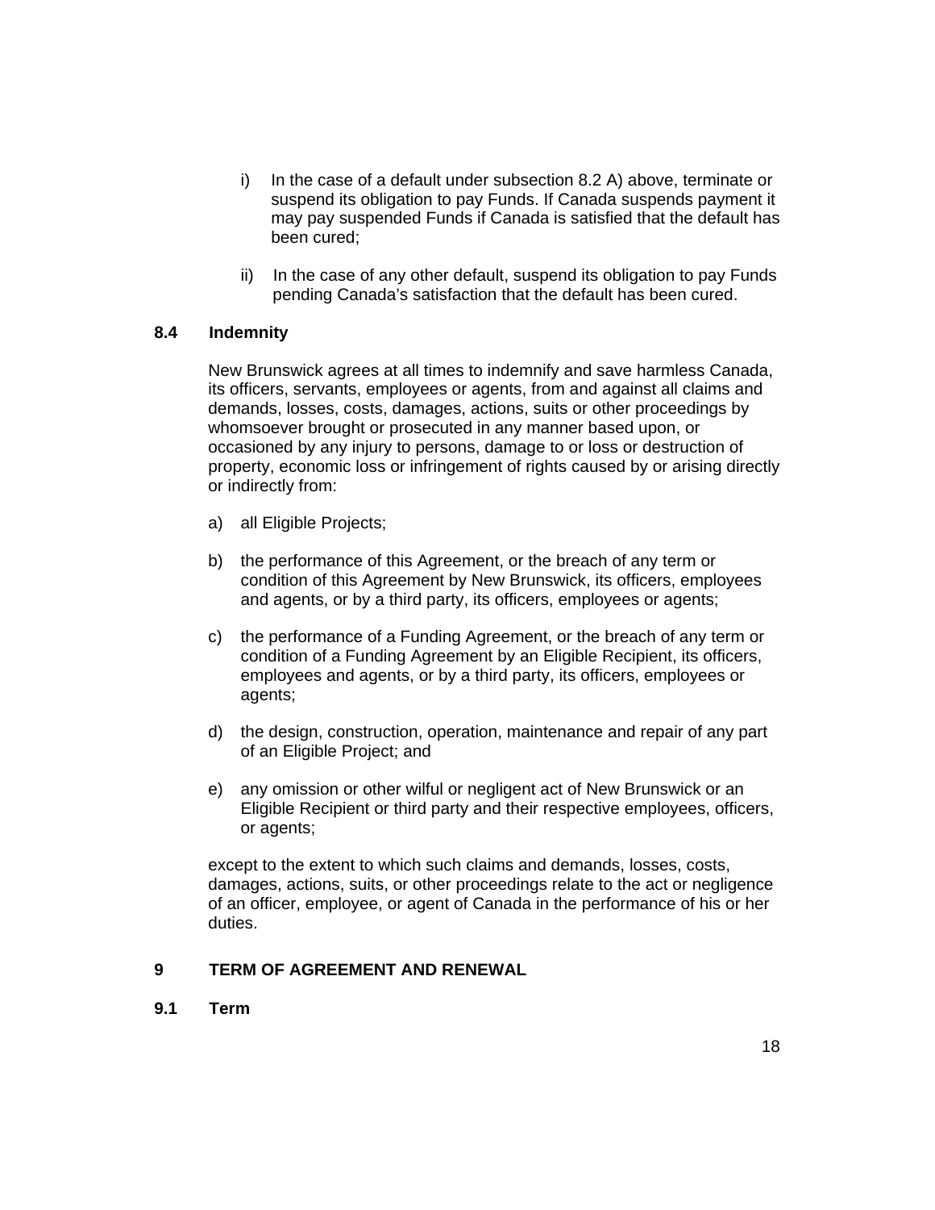i) In the case of a default under subsection 8.2 A) above, terminate or suspend its obligation to pay Funds. If Canada suspends payment it may pay suspended Funds if Canada is satisfied that the default has been cured;

ii) In the case of any other default, suspend its obligation to pay Funds pending Canada's satisfaction that the default has been cured.

### 8.4 Indemnity

New Brunswick agrees at all times to indemnify and save harmless Canada, its officers, servants, employees or agents, from and against all claims and demands, losses, costs, damages, actions, suits or other proceedings by whomsoever brought or prosecuted in any manner based upon, or occasioned by any injury to persons, damage to or loss or destruction of property, economic loss or infringement of rights caused by or arising directly or indirectly from:

a) all Eligible Projects;

b) the performance of this Agreement, or the breach of any term or condition of this Agreement by New Brunswick, its officers, employees and agents, or by a third party, its officers, employees or agents;

c) the performance of a Funding Agreement, or the breach of any term or condition of a Funding Agreement by an Eligible Recipient, its officers, employees and agents, or by a third party, its officers, employees or agents;

d) the design, construction, operation, maintenance and repair of any part of an Eligible Project; and

e) any omission or other wilful or negligent act of New Brunswick or an Eligible Recipient or third party and their respective employees, officers, or agents;

except to the extent to which such claims and demands, losses, costs, damages, actions, suits, or other proceedings relate to the act or negligence of an officer, employee, or agent of Canada in the performance of his or her duties.

## 9 TERM OF AGREEMENT AND RENEWAL

### 9.1 Term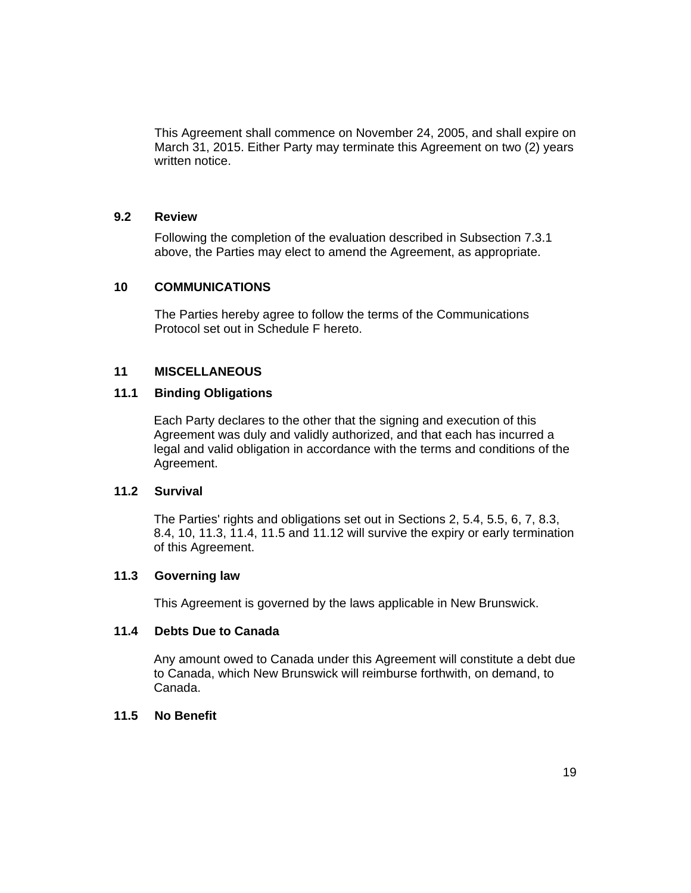This Agreement shall commence on November 24, 2005, and shall expire on March 31, 2015. Either Party may terminate this Agreement on two (2) years written notice.

### 9.2 Review

Following the completion of the evaluation described in Subsection 7.3.1 above, the Parties may elect to amend the Agreement, as appropriate.

## 10 COMMUNICATIONS

The Parties hereby agree to follow the terms of the Communications Protocol set out in Schedule F hereto.

## 11 MISCELLANEOUS

### 11.1 Binding Obligations

Each Party declares to the other that the signing and execution of this Agreement was duly and validly authorized, and that each has incurred a legal and valid obligation in accordance with the terms and conditions of the Agreement.

### 11.2 Survival

The Parties' rights and obligations set out in Sections 2, 5.4, 5.5, 6, 7, 8.3, 8.4, 10, 11.3, 11.4, 11.5 and 11.12 will survive the expiry or early termination of this Agreement.

### 11.3 Governing law

This Agreement is governed by the laws applicable in New Brunswick.

### 11.4 Debts Due to Canada

Any amount owed to Canada under this Agreement will constitute a debt due to Canada, which New Brunswick will reimburse forthwith, on demand, to Canada.

### 11.5 No Benefit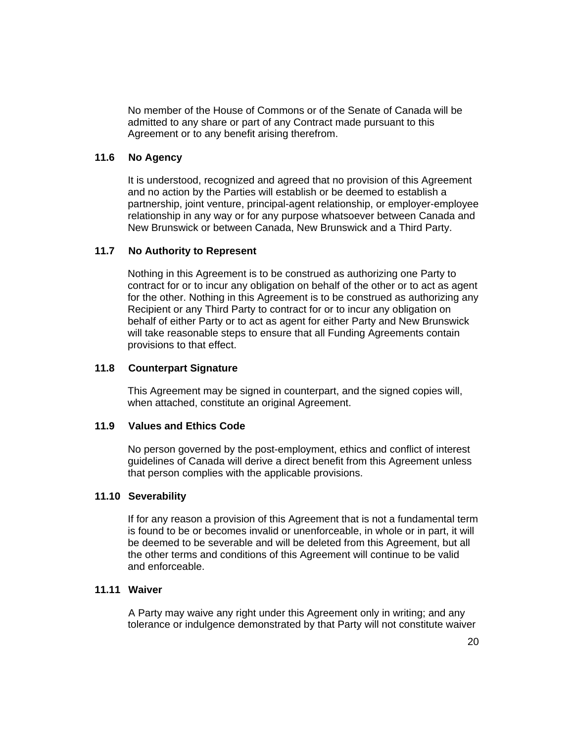No member of the House of Commons or of the Senate of Canada will be admitted to any share or part of any Contract made pursuant to this Agreement or to any benefit arising therefrom.

### 11.6 No Agency

It is understood, recognized and agreed that no provision of this Agreement and no action by the Parties will establish or be deemed to establish a partnership, joint venture, principal-agent relationship, or employer-employee relationship in any way or for any purpose whatsoever between Canada and New Brunswick or between Canada, New Brunswick and a Third Party.

### 11.7 No Authority to Represent

Nothing in this Agreement is to be construed as authorizing one Party to contract for or to incur any obligation on behalf of the other or to act as agent for the other. Nothing in this Agreement is to be construed as authorizing any Recipient or any Third Party to contract for or to incur any obligation on behalf of either Party or to act as agent for either Party and New Brunswick will take reasonable steps to ensure that all Funding Agreements contain provisions to that effect.

### 11.8 Counterpart Signature

This Agreement may be signed in counterpart, and the signed copies will, when attached, constitute an original Agreement.

### 11.9 Values and Ethics Code

No person governed by the post-employment, ethics and conflict of interest guidelines of Canada will derive a direct benefit from this Agreement unless that person complies with the applicable provisions.

### 11.10 Severability

If for any reason a provision of this Agreement that is not a fundamental term is found to be or becomes invalid or unenforceable, in whole or in part, it will be deemed to be severable and will be deleted from this Agreement, but all the other terms and conditions of this Agreement will continue to be valid and enforceable.

### 11.11 Waiver

A Party may waive any right under this Agreement only in writing; and any tolerance or indulgence demonstrated by that Party will not constitute waiver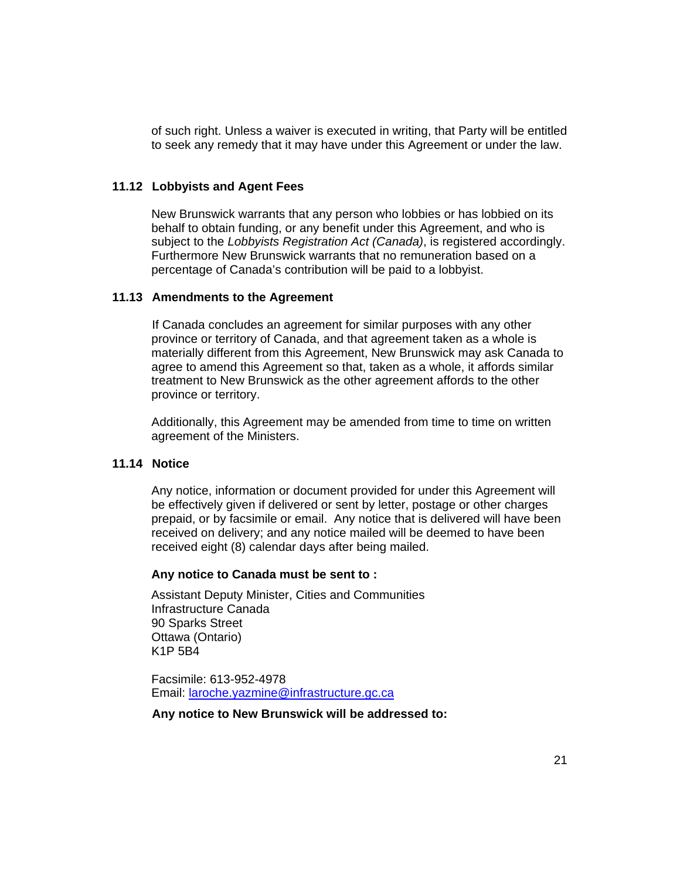of such right. Unless a waiver is executed in writing, that Party will be entitled to seek any remedy that it may have under this Agreement or under the law.

### 11.12 Lobbyists and Agent Fees

New Brunswick warrants that any person who lobbies or has lobbied on its behalf to obtain funding, or any benefit under this Agreement, and who is subject to the *Lobbyists Registration Act (Canada)*, is registered accordingly. Furthermore New Brunswick warrants that no remuneration based on a percentage of Canada's contribution will be paid to a lobbyist.

### 11.13 Amendments to the Agreement

If Canada concludes an agreement for similar purposes with any other province or territory of Canada, and that agreement taken as a whole is materially different from this Agreement, New Brunswick may ask Canada to agree to amend this Agreement so that, taken as a whole, it affords similar treatment to New Brunswick as the other agreement affords to the other province or territory.

Additionally, this Agreement may be amended from time to time on written agreement of the Ministers.

### 11.14 Notice

Any notice, information or document provided for under this Agreement will be effectively given if delivered or sent by letter, postage or other charges prepaid, or by facsimile or email. Any notice that is delivered will have been received on delivery; and any notice mailed will be deemed to have been received eight (8) calendar days after being mailed.

**Any notice to Canada must be sent to :**

Assistant Deputy Minister, Cities and Communities
Infrastructure Canada
90 Sparks Street
Ottawa (Ontario)
K1P 5B4

Facsimile: 613-952-4978
Email: laroche.yazmine@infrastructure.gc.ca

**Any notice to New Brunswick will be addressed to:**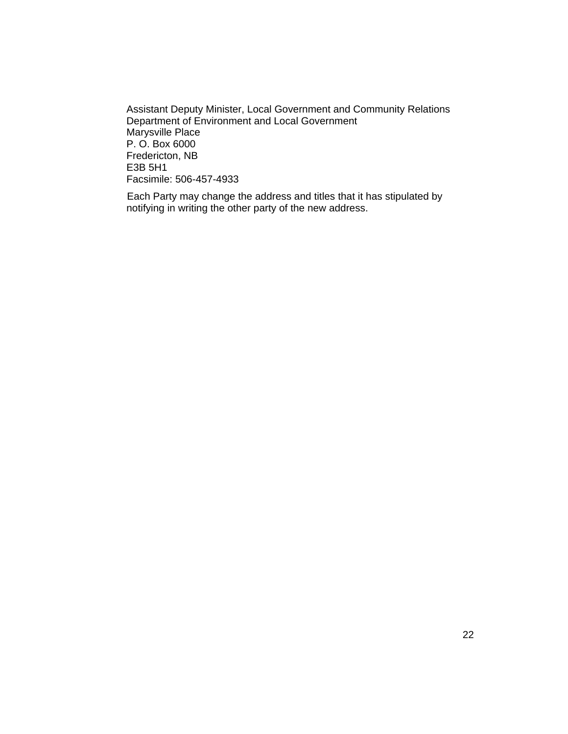Assistant Deputy Minister, Local Government and Community Relations  
Department of Environment and Local Government  
Marysville Place  
P. O. Box 6000  
Fredericton, NB  
E3B 5H1  
Facsimile: 506-457-4933

Each Party may change the address and titles that it has stipulated by notifying in writing the other party of the new address.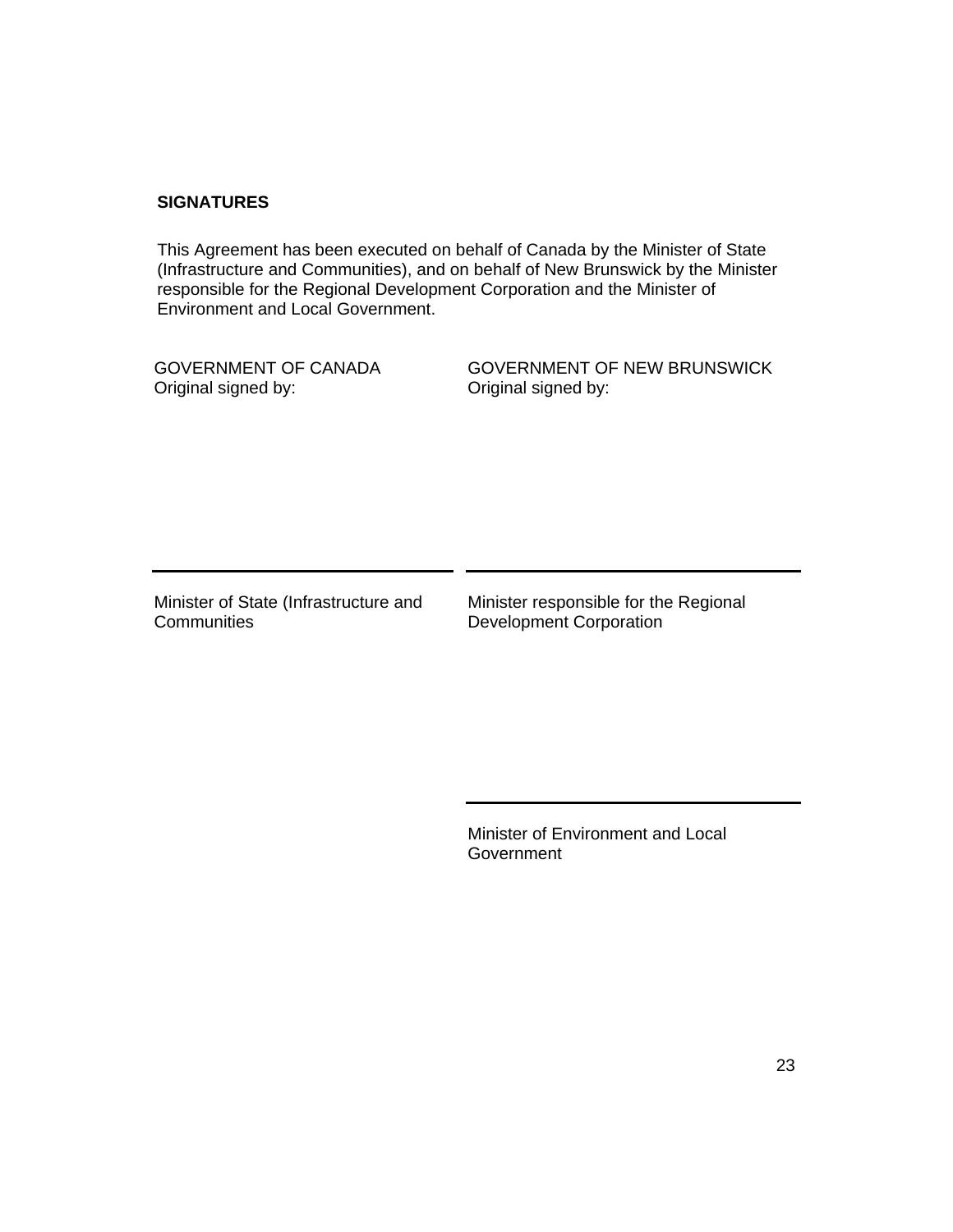**SIGNATURES**

This Agreement has been executed on behalf of Canada by the Minister of State (Infrastructure and Communities), and on behalf of New Brunswick by the Minister responsible for the Regional Development Corporation and the Minister of Environment and Local Government.

| GOVERNMENT OF CANADA<br>Original signed by: | GOVERNMENT OF NEW BRUNSWICK<br>Original signed by: |
|---|---|
| ______________________________<br>Minister of State (Infrastructure and Communities | ______________________________<br>Minister responsible for the Regional Development Corporation |
| | ______________________________<br>Minister of Environment and Local Government |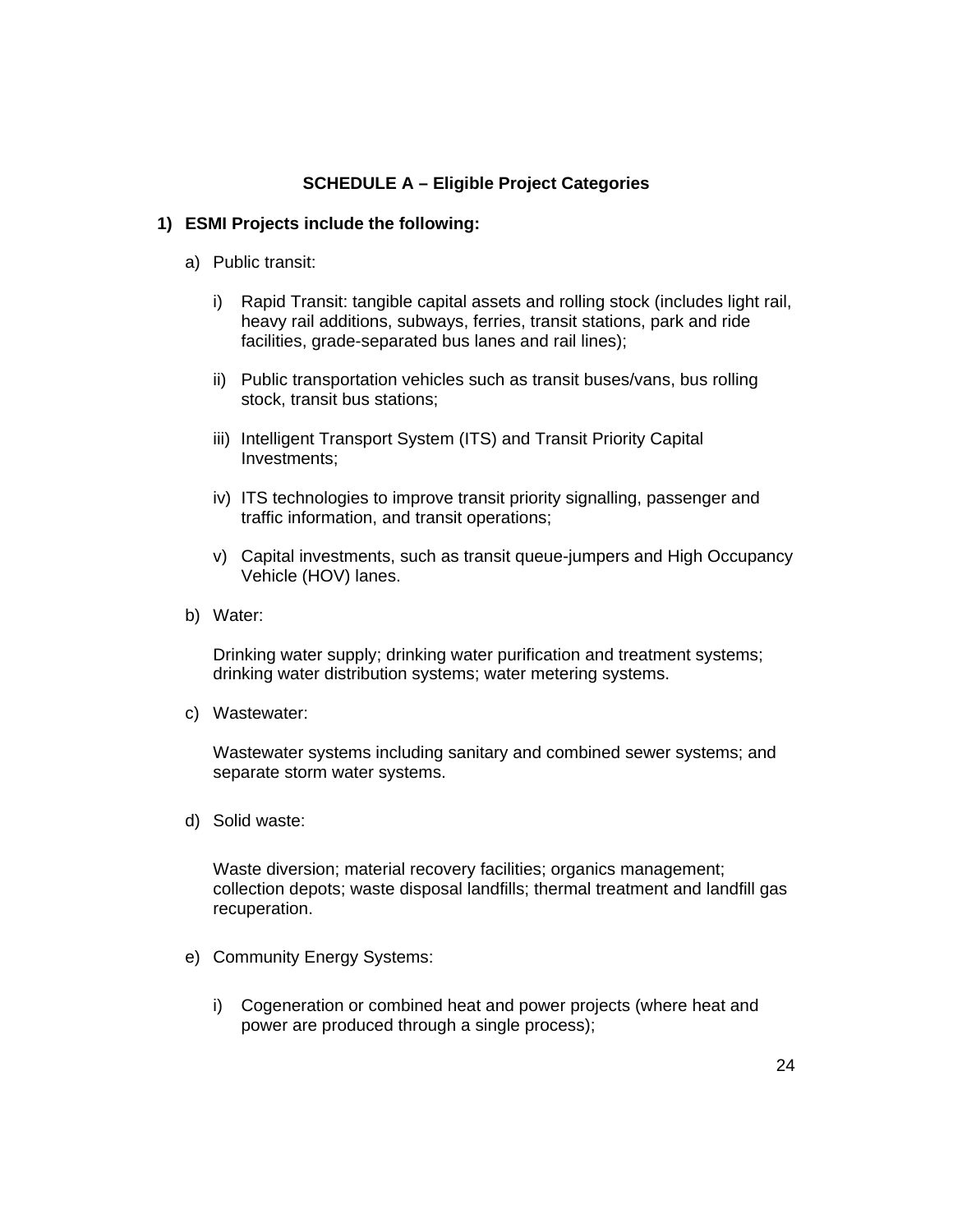## SCHEDULE A – Eligible Project Categories

**1) ESMI Projects include the following:**

a) Public transit:

i) Rapid Transit: tangible capital assets and rolling stock (includes light rail, heavy rail additions, subways, ferries, transit stations, park and ride facilities, grade-separated bus lanes and rail lines);

ii) Public transportation vehicles such as transit buses/vans, bus rolling stock, transit bus stations;

iii) Intelligent Transport System (ITS) and Transit Priority Capital Investments;

iv) ITS technologies to improve transit priority signalling, passenger and traffic information, and transit operations;

v) Capital investments, such as transit queue-jumpers and High Occupancy Vehicle (HOV) lanes.

b) Water:

Drinking water supply; drinking water purification and treatment systems; drinking water distribution systems; water metering systems.

c) Wastewater:

Wastewater systems including sanitary and combined sewer systems; and separate storm water systems.

d) Solid waste:

Waste diversion; material recovery facilities; organics management; collection depots; waste disposal landfills; thermal treatment and landfill gas recuperation.

e) Community Energy Systems:

i) Cogeneration or combined heat and power projects (where heat and power are produced through a single process);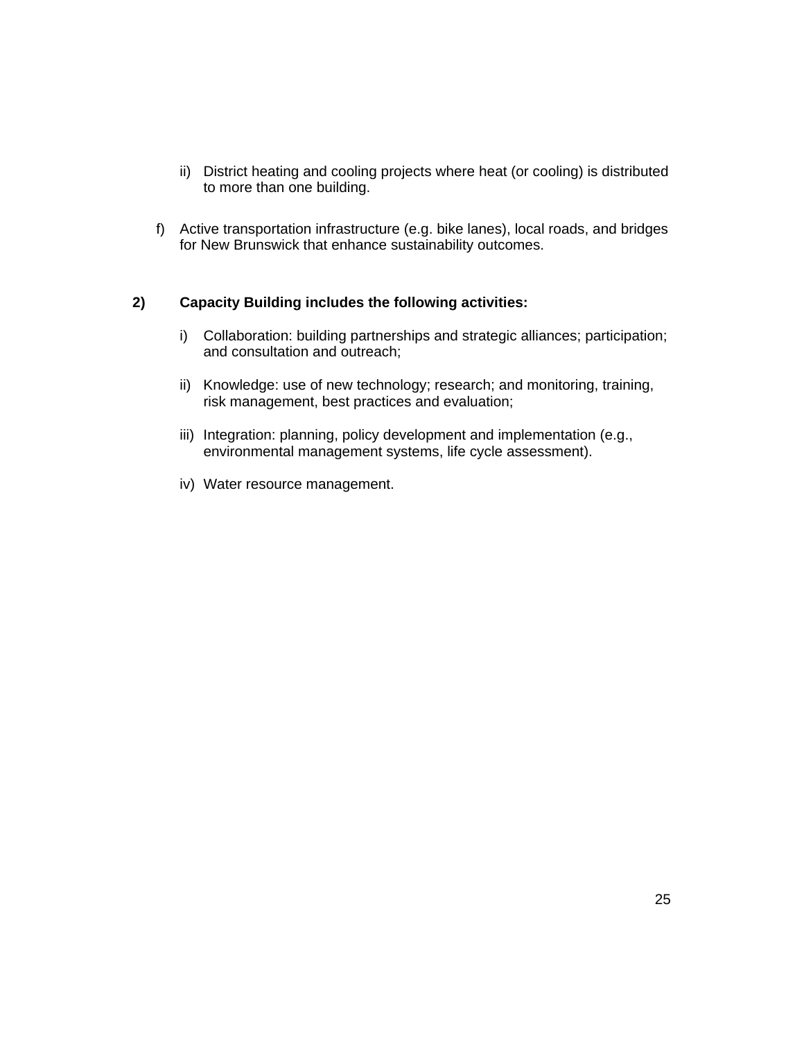ii) District heating and cooling projects where heat (or cooling) is distributed to more than one building.

f) Active transportation infrastructure (e.g. bike lanes), local roads, and bridges for New Brunswick that enhance sustainability outcomes.

**2) Capacity Building includes the following activities:**

i) Collaboration: building partnerships and strategic alliances; participation; and consultation and outreach;

ii) Knowledge: use of new technology; research; and monitoring, training, risk management, best practices and evaluation;

iii) Integration: planning, policy development and implementation (e.g., environmental management systems, life cycle assessment).

iv) Water resource management.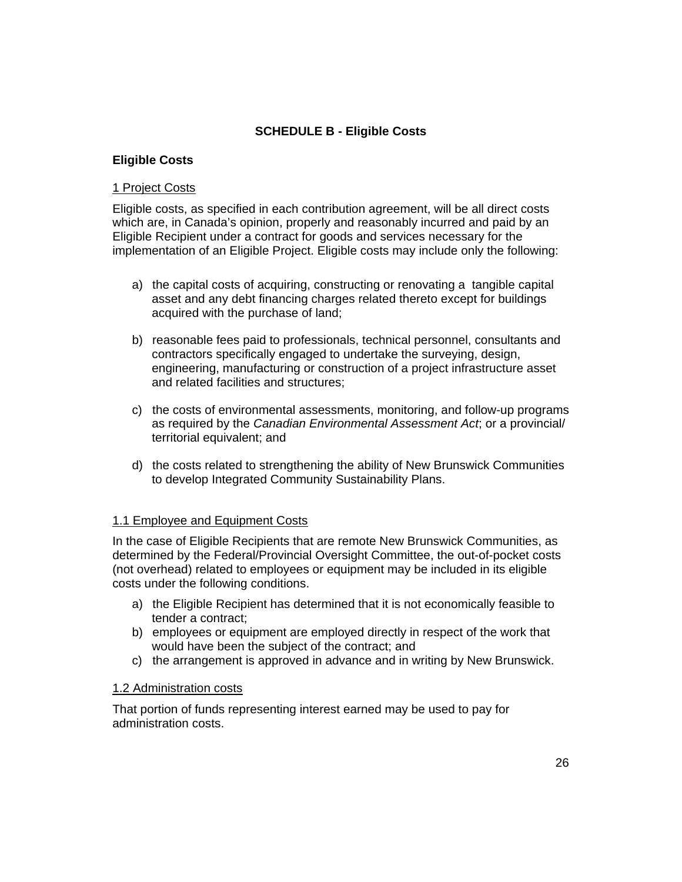## SCHEDULE B - Eligible Costs

### Eligible Costs

1 Project Costs

Eligible costs, as specified in each contribution agreement, will be all direct costs which are, in Canada's opinion, properly and reasonably incurred and paid by an Eligible Recipient under a contract for goods and services necessary for the implementation of an Eligible Project. Eligible costs may include only the following:

a) the capital costs of acquiring, constructing or renovating a tangible capital asset and any debt financing charges related thereto except for buildings acquired with the purchase of land;

b) reasonable fees paid to professionals, technical personnel, consultants and contractors specifically engaged to undertake the surveying, design, engineering, manufacturing or construction of a project infrastructure asset and related facilities and structures;

c) the costs of environmental assessments, monitoring, and follow-up programs as required by the *Canadian Environmental Assessment Act*; or a provincial/ territorial equivalent; and

d) the costs related to strengthening the ability of New Brunswick Communities to develop Integrated Community Sustainability Plans.

1.1 Employee and Equipment Costs

In the case of Eligible Recipients that are remote New Brunswick Communities, as determined by the Federal/Provincial Oversight Committee, the out-of-pocket costs (not overhead) related to employees or equipment may be included in its eligible costs under the following conditions.

a) the Eligible Recipient has determined that it is not economically feasible to tender a contract;
b) employees or equipment are employed directly in respect of the work that would have been the subject of the contract; and
c) the arrangement is approved in advance and in writing by New Brunswick.

1.2 Administration costs

That portion of funds representing interest earned may be used to pay for administration costs.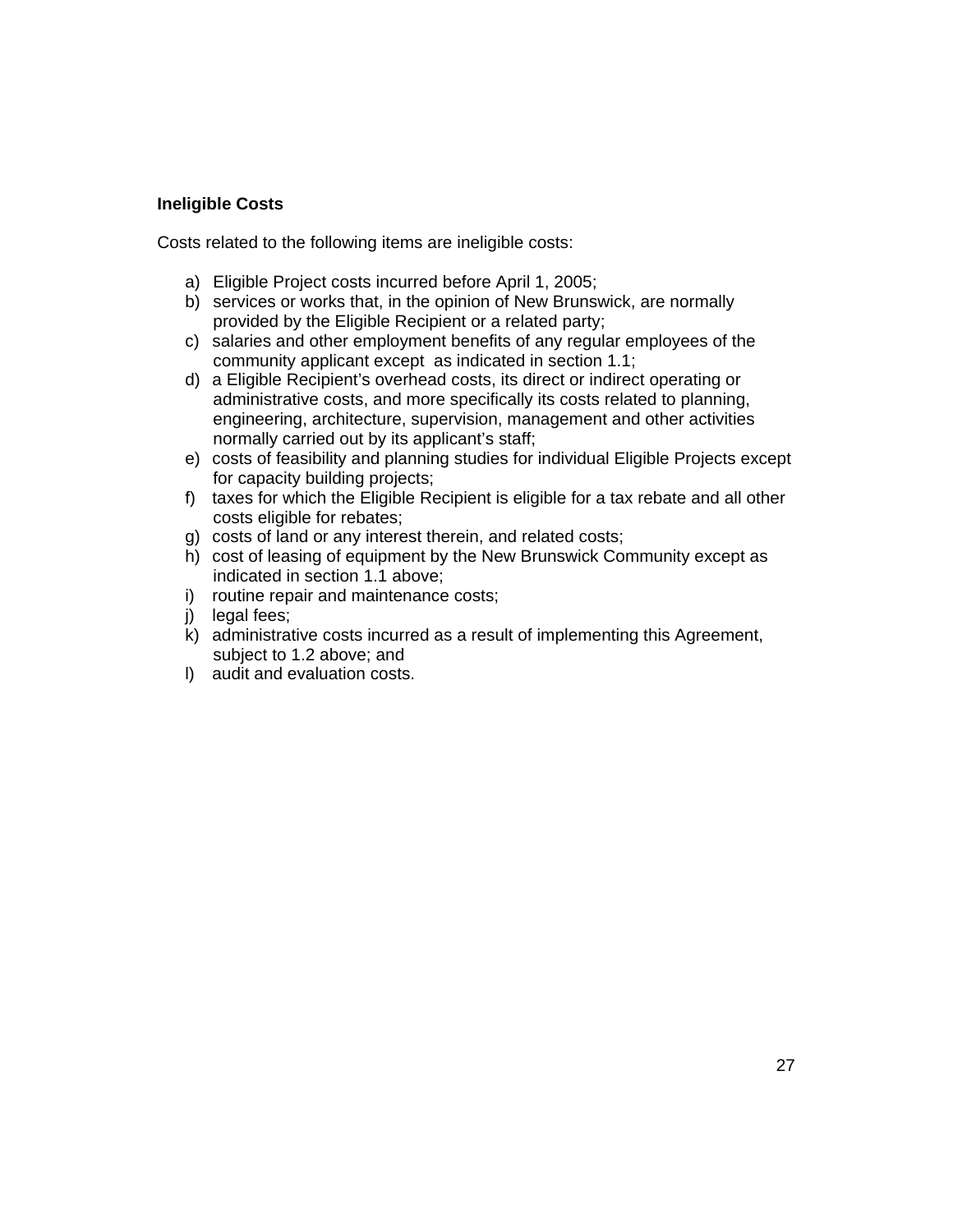**Ineligible Costs**

Costs related to the following items are ineligible costs:

a) Eligible Project costs incurred before April 1, 2005;
b) services or works that, in the opinion of New Brunswick, are normally provided by the Eligible Recipient or a related party;
c) salaries and other employment benefits of any regular employees of the community applicant except as indicated in section 1.1;
d) a Eligible Recipient's overhead costs, its direct or indirect operating or administrative costs, and more specifically its costs related to planning, engineering, architecture, supervision, management and other activities normally carried out by its applicant's staff;
e) costs of feasibility and planning studies for individual Eligible Projects except for capacity building projects;
f) taxes for which the Eligible Recipient is eligible for a tax rebate and all other costs eligible for rebates;
g) costs of land or any interest therein, and related costs;
h) cost of leasing of equipment by the New Brunswick Community except as indicated in section 1.1 above;
i) routine repair and maintenance costs;
j) legal fees;
k) administrative costs incurred as a result of implementing this Agreement, subject to 1.2 above; and
l) audit and evaluation costs.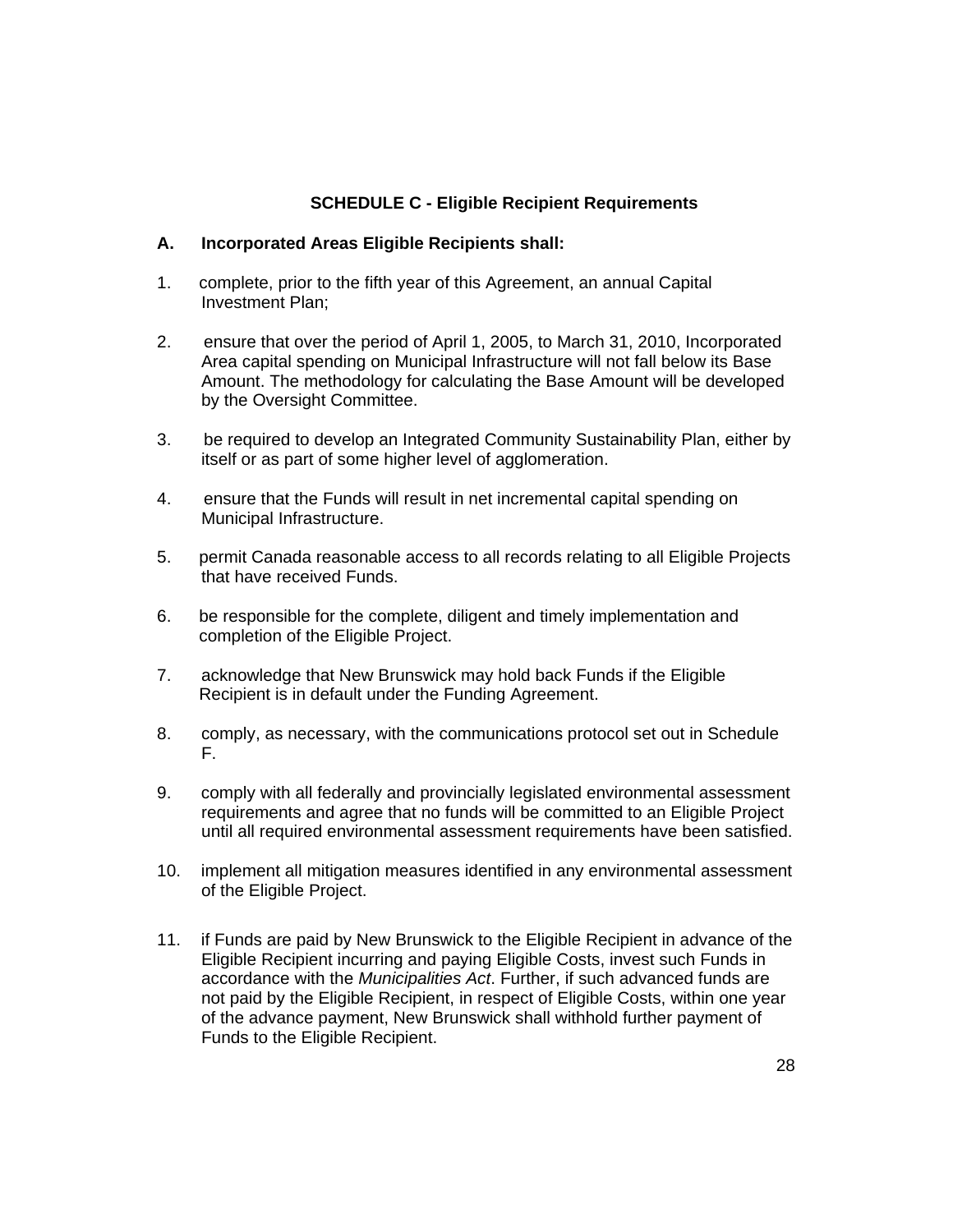## SCHEDULE C - Eligible Recipient Requirements

### A. Incorporated Areas Eligible Recipients shall:

1. complete, prior to the fifth year of this Agreement, an annual Capital Investment Plan;

2. ensure that over the period of April 1, 2005, to March 31, 2010, Incorporated Area capital spending on Municipal Infrastructure will not fall below its Base Amount. The methodology for calculating the Base Amount will be developed by the Oversight Committee.

3. be required to develop an Integrated Community Sustainability Plan, either by itself or as part of some higher level of agglomeration.

4. ensure that the Funds will result in net incremental capital spending on Municipal Infrastructure.

5. permit Canada reasonable access to all records relating to all Eligible Projects that have received Funds.

6. be responsible for the complete, diligent and timely implementation and completion of the Eligible Project.

7. acknowledge that New Brunswick may hold back Funds if the Eligible Recipient is in default under the Funding Agreement.

8. comply, as necessary, with the communications protocol set out in Schedule F.

9. comply with all federally and provincially legislated environmental assessment requirements and agree that no funds will be committed to an Eligible Project until all required environmental assessment requirements have been satisfied.

10. implement all mitigation measures identified in any environmental assessment of the Eligible Project.

11. if Funds are paid by New Brunswick to the Eligible Recipient in advance of the Eligible Recipient incurring and paying Eligible Costs, invest such Funds in accordance with the *Municipalities Act*. Further, if such advanced funds are not paid by the Eligible Recipient, in respect of Eligible Costs, within one year of the advance payment, New Brunswick shall withhold further payment of Funds to the Eligible Recipient.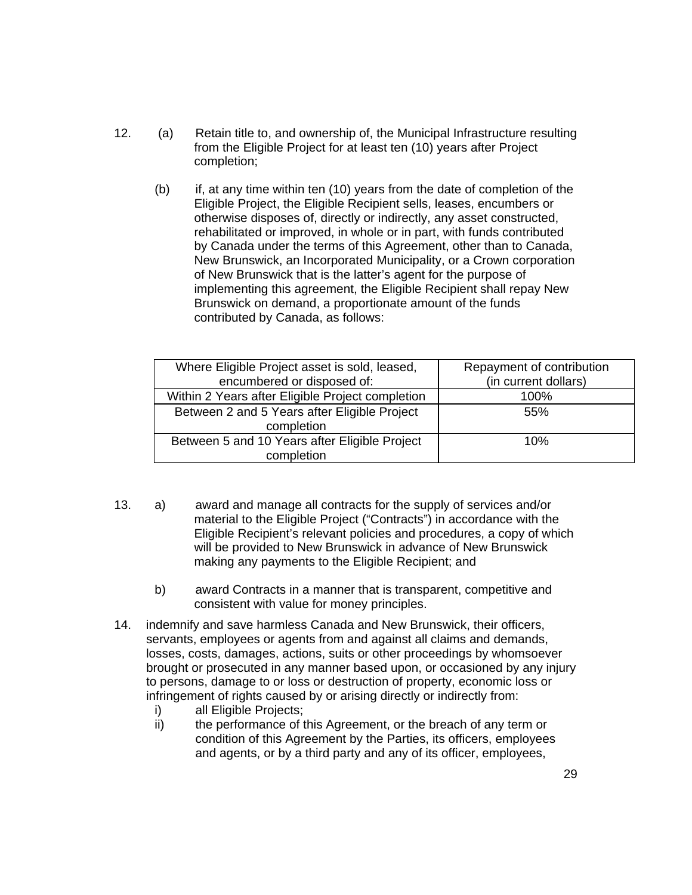12. (a) Retain title to, and ownership of, the Municipal Infrastructure resulting from the Eligible Project for at least ten (10) years after Project completion;

    (b) if, at any time within ten (10) years from the date of completion of the Eligible Project, the Eligible Recipient sells, leases, encumbers or otherwise disposes of, directly or indirectly, any asset constructed, rehabilitated or improved, in whole or in part, with funds contributed by Canada under the terms of this Agreement, other than to Canada, New Brunswick, an Incorporated Municipality, or a Crown corporation of New Brunswick that is the latter's agent for the purpose of implementing this agreement, the Eligible Recipient shall repay New Brunswick on demand, a proportionate amount of the funds contributed by Canada, as follows:

| Where Eligible Project asset is sold, leased, encumbered or disposed of: | Repayment of contribution (in current dollars) |
|---|---|
| Within 2 Years after Eligible Project completion | 100% |
| Between 2 and 5 Years after Eligible Project completion | 55% |
| Between 5 and 10 Years after Eligible Project completion | 10% |

13. a) award and manage all contracts for the supply of services and/or material to the Eligible Project ("Contracts") in accordance with the Eligible Recipient's relevant policies and procedures, a copy of which will be provided to New Brunswick in advance of New Brunswick making any payments to the Eligible Recipient; and

    b) award Contracts in a manner that is transparent, competitive and consistent with value for money principles.

14. indemnify and save harmless Canada and New Brunswick, their officers, servants, employees or agents from and against all claims and demands, losses, costs, damages, actions, suits or other proceedings by whomsoever brought or prosecuted in any manner based upon, or occasioned by any injury to persons, damage to or loss or destruction of property, economic loss or infringement of rights caused by or arising directly or indirectly from:
    i) all Eligible Projects;
    ii) the performance of this Agreement, or the breach of any term or condition of this Agreement by the Parties, its officers, employees and agents, or by a third party and any of its officer, employees,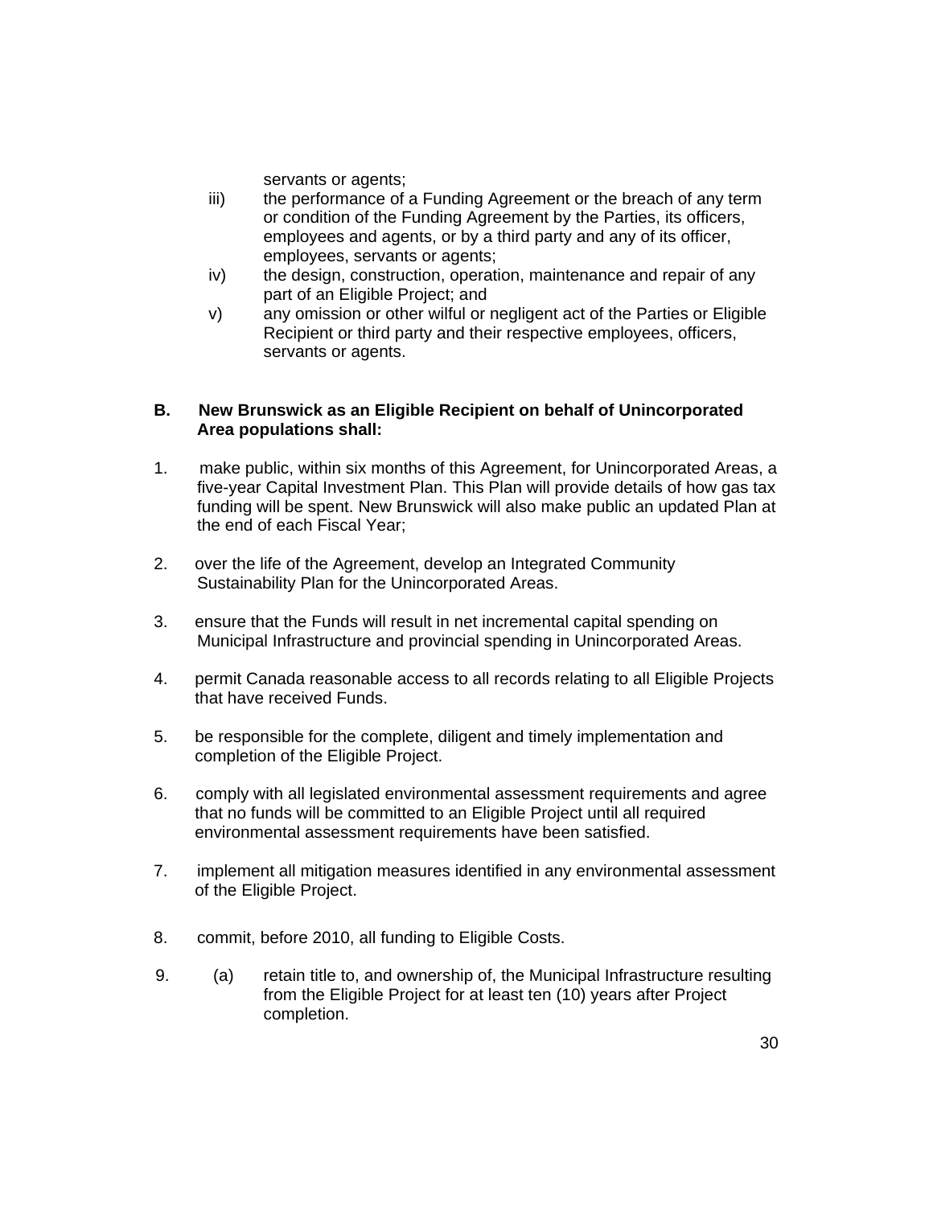servants or agents;

iii) the performance of a Funding Agreement or the breach of any term or condition of the Funding Agreement by the Parties, its officers, employees and agents, or by a third party and any of its officer, employees, servants or agents;

iv) the design, construction, operation, maintenance and repair of any part of an Eligible Project; and

v) any omission or other wilful or negligent act of the Parties or Eligible Recipient or third party and their respective employees, officers, servants or agents.

**B. New Brunswick as an Eligible Recipient on behalf of Unincorporated Area populations shall:**

1. make public, within six months of this Agreement, for Unincorporated Areas, a five-year Capital Investment Plan. This Plan will provide details of how gas tax funding will be spent. New Brunswick will also make public an updated Plan at the end of each Fiscal Year;

2. over the life of the Agreement, develop an Integrated Community Sustainability Plan for the Unincorporated Areas.

3. ensure that the Funds will result in net incremental capital spending on Municipal Infrastructure and provincial spending in Unincorporated Areas.

4. permit Canada reasonable access to all records relating to all Eligible Projects that have received Funds.

5. be responsible for the complete, diligent and timely implementation and completion of the Eligible Project.

6. comply with all legislated environmental assessment requirements and agree that no funds will be committed to an Eligible Project until all required environmental assessment requirements have been satisfied.

7. implement all mitigation measures identified in any environmental assessment of the Eligible Project.

8. commit, before 2010, all funding to Eligible Costs.

9. (a) retain title to, and ownership of, the Municipal Infrastructure resulting from the Eligible Project for at least ten (10) years after Project completion.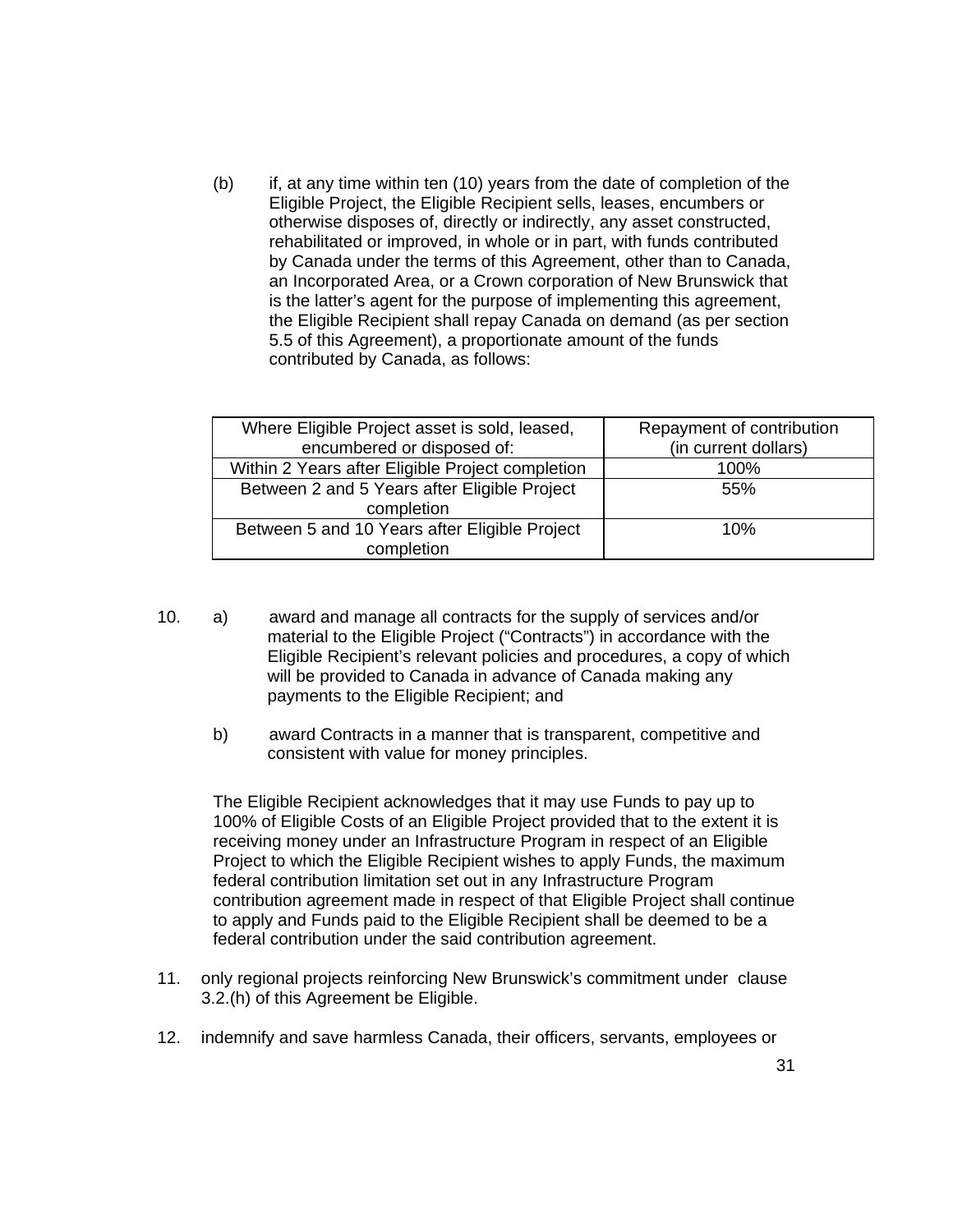(b) if, at any time within ten (10) years from the date of completion of the Eligible Project, the Eligible Recipient sells, leases, encumbers or otherwise disposes of, directly or indirectly, any asset constructed, rehabilitated or improved, in whole or in part, with funds contributed by Canada under the terms of this Agreement, other than to Canada, an Incorporated Area, or a Crown corporation of New Brunswick that is the latter's agent for the purpose of implementing this agreement, the Eligible Recipient shall repay Canada on demand (as per section 5.5 of this Agreement), a proportionate amount of the funds contributed by Canada, as follows:

| Where Eligible Project asset is sold, leased, encumbered or disposed of: | Repayment of contribution (in current dollars) |
|---|---|
| Within 2 Years after Eligible Project completion | 100% |
| Between 2 and 5 Years after Eligible Project completion | 55% |
| Between 5 and 10 Years after Eligible Project completion | 10% |

10. a) award and manage all contracts for the supply of services and/or material to the Eligible Project ("Contracts") in accordance with the Eligible Recipient's relevant policies and procedures, a copy of which will be provided to Canada in advance of Canada making any payments to the Eligible Recipient; and

    b) award Contracts in a manner that is transparent, competitive and consistent with value for money principles.

    The Eligible Recipient acknowledges that it may use Funds to pay up to 100% of Eligible Costs of an Eligible Project provided that to the extent it is receiving money under an Infrastructure Program in respect of an Eligible Project to which the Eligible Recipient wishes to apply Funds, the maximum federal contribution limitation set out in any Infrastructure Program contribution agreement made in respect of that Eligible Project shall continue to apply and Funds paid to the Eligible Recipient shall be deemed to be a federal contribution under the said contribution agreement.

11. only regional projects reinforcing New Brunswick's commitment under clause 3.2.(h) of this Agreement be Eligible.

12. indemnify and save harmless Canada, their officers, servants, employees or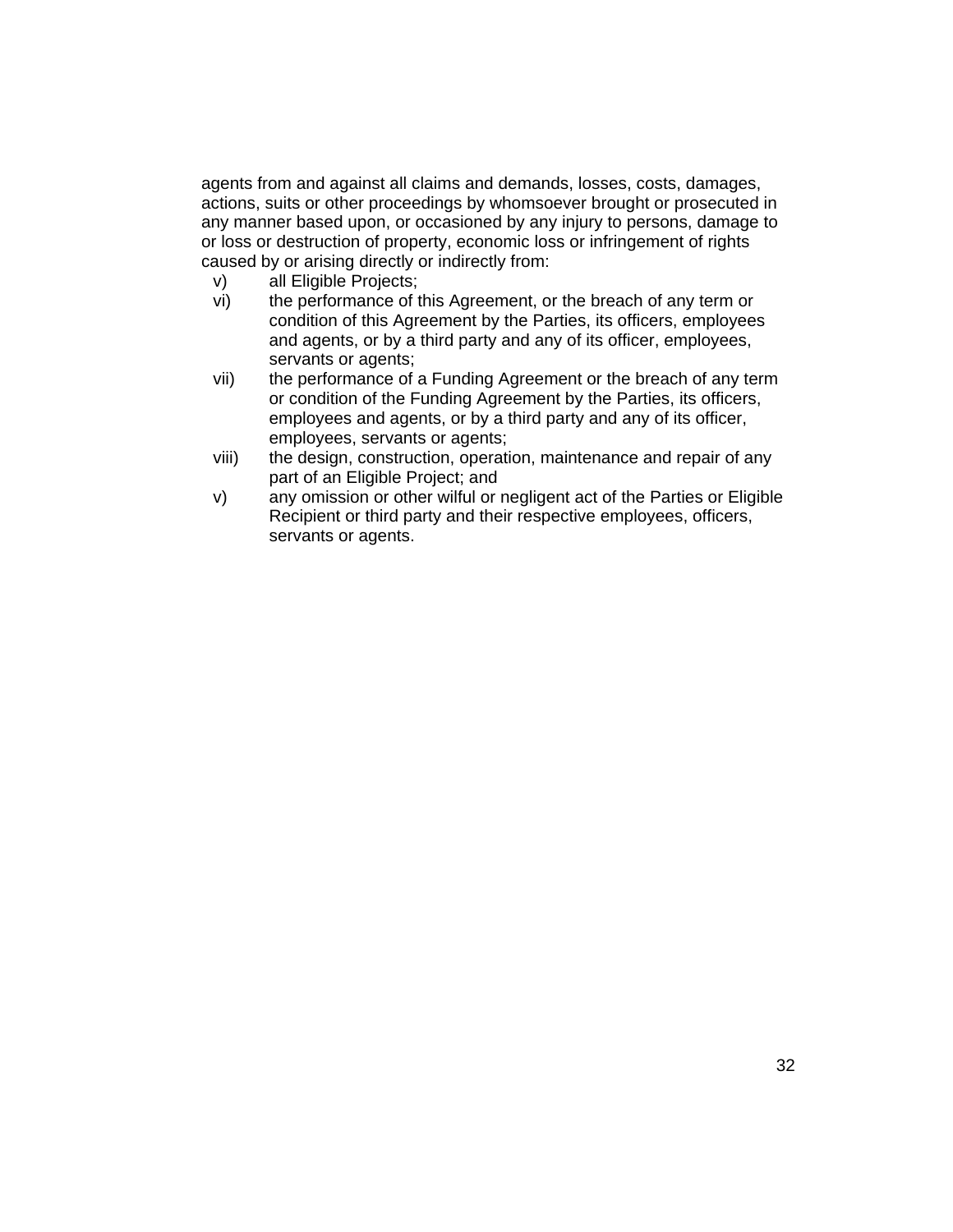agents from and against all claims and demands, losses, costs, damages, actions, suits or other proceedings by whomsoever brought or prosecuted in any manner based upon, or occasioned by any injury to persons, damage to or loss or destruction of property, economic loss or infringement of rights caused by or arising directly or indirectly from:

v) all Eligible Projects;

vi) the performance of this Agreement, or the breach of any term or condition of this Agreement by the Parties, its officers, employees and agents, or by a third party and any of its officer, employees, servants or agents;

vii) the performance of a Funding Agreement or the breach of any term or condition of the Funding Agreement by the Parties, its officers, employees and agents, or by a third party and any of its officer, employees, servants or agents;

viii) the design, construction, operation, maintenance and repair of any part of an Eligible Project; and

v) any omission or other wilful or negligent act of the Parties or Eligible Recipient or third party and their respective employees, officers, servants or agents.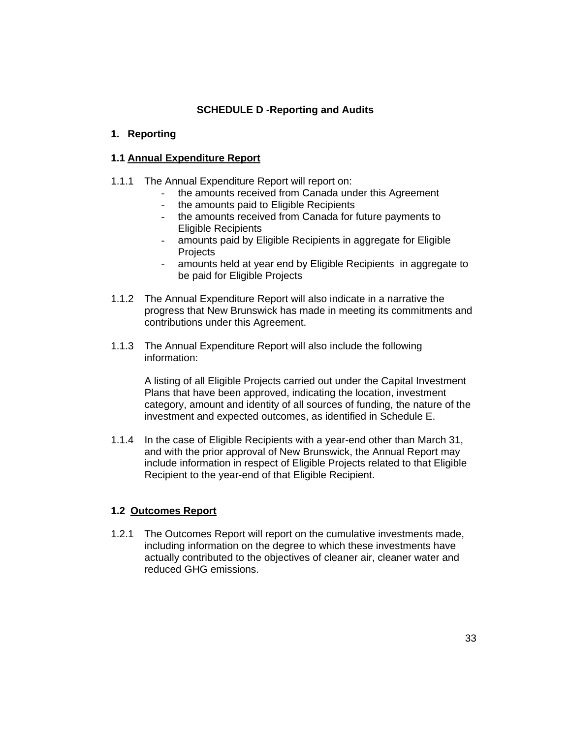# SCHEDULE D -Reporting and Audits

## 1. Reporting

### 1.1 Annual Expenditure Report

1.1.1 The Annual Expenditure Report will report on:

- the amounts received from Canada under this Agreement
- the amounts paid to Eligible Recipients
- the amounts received from Canada for future payments to Eligible Recipients
- amounts paid by Eligible Recipients in aggregate for Eligible Projects
- amounts held at year end by Eligible Recipients in aggregate to be paid for Eligible Projects

1.1.2 The Annual Expenditure Report will also indicate in a narrative the progress that New Brunswick has made in meeting its commitments and contributions under this Agreement.

1.1.3 The Annual Expenditure Report will also include the following information:

A listing of all Eligible Projects carried out under the Capital Investment Plans that have been approved, indicating the location, investment category, amount and identity of all sources of funding, the nature of the investment and expected outcomes, as identified in Schedule E.

1.1.4 In the case of Eligible Recipients with a year-end other than March 31, and with the prior approval of New Brunswick, the Annual Report may include information in respect of Eligible Projects related to that Eligible Recipient to the year-end of that Eligible Recipient.

### 1.2 Outcomes Report

1.2.1 The Outcomes Report will report on the cumulative investments made, including information on the degree to which these investments have actually contributed to the objectives of cleaner air, cleaner water and reduced GHG emissions.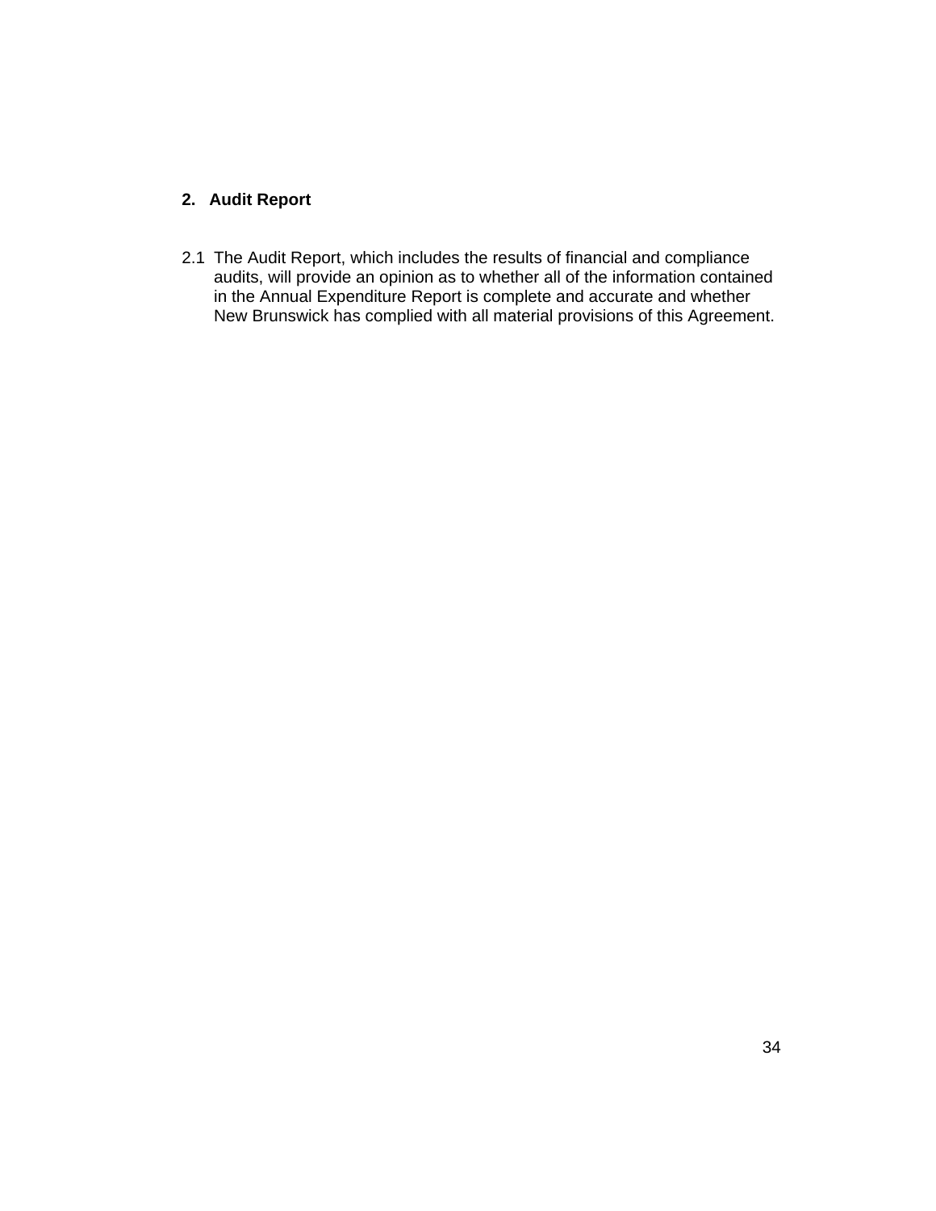## 2. Audit Report

2.1 The Audit Report, which includes the results of financial and compliance audits, will provide an opinion as to whether all of the information contained in the Annual Expenditure Report is complete and accurate and whether New Brunswick has complied with all material provisions of this Agreement.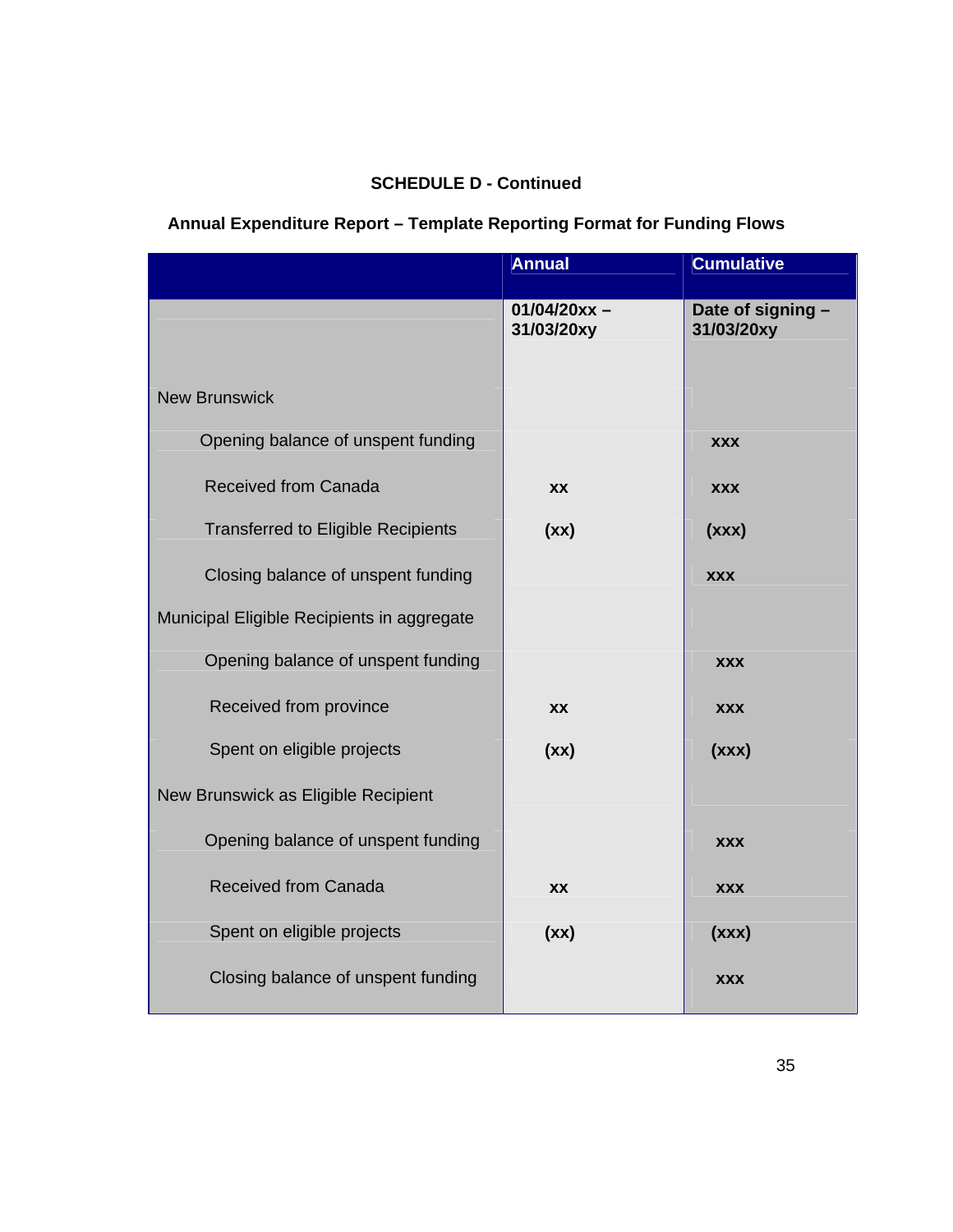**SCHEDULE D - Continued**

**Annual Expenditure Report – Template Reporting Format for Funding Flows**

| | Annual | Cumulative |
|---|---|---|
| | **01/04/20xx – 31/03/20xy** | **Date of signing – 31/03/20xy** |
| New Brunswick | | |
| Opening balance of unspent funding | | **xxx** |
| Received from Canada | **xx** | **xxx** |
| Transferred to Eligible Recipients | **(xx)** | **(xxx)** |
| Closing balance of unspent funding | | **xxx** |
| Municipal Eligible Recipients in aggregate | | |
| Opening balance of unspent funding | | **xxx** |
| Received from province | **xx** | **xxx** |
| Spent on eligible projects | **(xx)** | **(xxx)** |
| New Brunswick as Eligible Recipient | | |
| Opening balance of unspent funding | | **xxx** |
| Received from Canada | **xx** | **xxx** |
| Spent on eligible projects | **(xx)** | **(xxx)** |
| Closing balance of unspent funding | | **xxx** |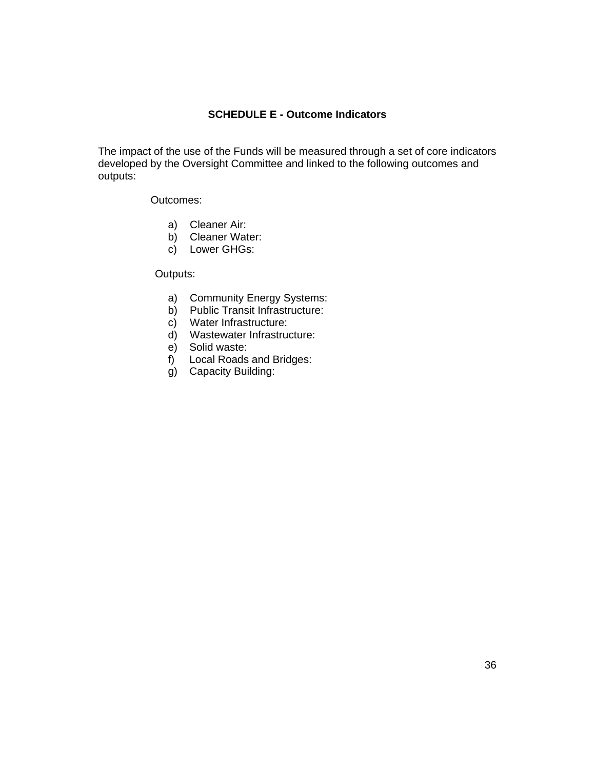# SCHEDULE E - Outcome Indicators

The impact of the use of the Funds will be measured through a set of core indicators developed by the Oversight Committee and linked to the following outcomes and outputs:

Outcomes:

a) Cleaner Air:
b) Cleaner Water:
c) Lower GHGs:

Outputs:

a) Community Energy Systems:
b) Public Transit Infrastructure:
c) Water Infrastructure:
d) Wastewater Infrastructure:
e) Solid waste:
f) Local Roads and Bridges:
g) Capacity Building: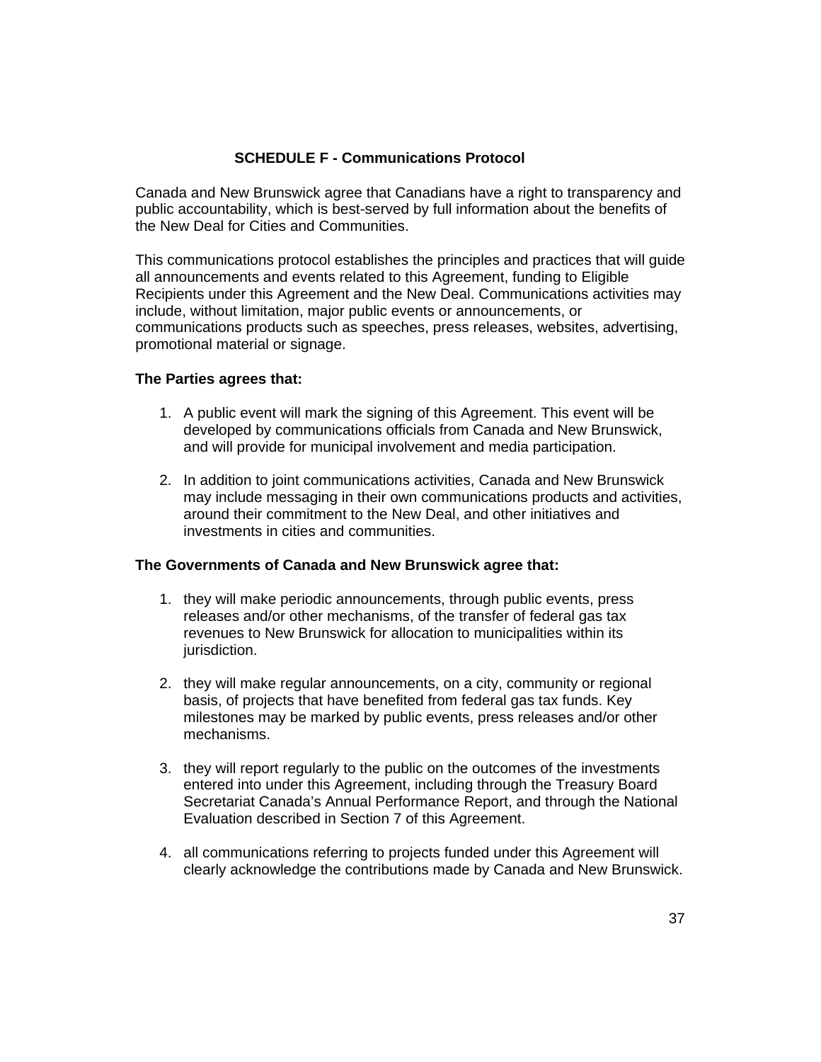## SCHEDULE F - Communications Protocol

Canada and New Brunswick agree that Canadians have a right to transparency and public accountability, which is best-served by full information about the benefits of the New Deal for Cities and Communities.

This communications protocol establishes the principles and practices that will guide all announcements and events related to this Agreement, funding to Eligible Recipients under this Agreement and the New Deal. Communications activities may include, without limitation, major public events or announcements, or communications products such as speeches, press releases, websites, advertising, promotional material or signage.

**The Parties agrees that:**

1. A public event will mark the signing of this Agreement. This event will be developed by communications officials from Canada and New Brunswick, and will provide for municipal involvement and media participation.

2. In addition to joint communications activities, Canada and New Brunswick may include messaging in their own communications products and activities, around their commitment to the New Deal, and other initiatives and investments in cities and communities.

**The Governments of Canada and New Brunswick agree that:**

1. they will make periodic announcements, through public events, press releases and/or other mechanisms, of the transfer of federal gas tax revenues to New Brunswick for allocation to municipalities within its jurisdiction.

2. they will make regular announcements, on a city, community or regional basis, of projects that have benefited from federal gas tax funds. Key milestones may be marked by public events, press releases and/or other mechanisms.

3. they will report regularly to the public on the outcomes of the investments entered into under this Agreement, including through the Treasury Board Secretariat Canada's Annual Performance Report, and through the National Evaluation described in Section 7 of this Agreement.

4. all communications referring to projects funded under this Agreement will clearly acknowledge the contributions made by Canada and New Brunswick.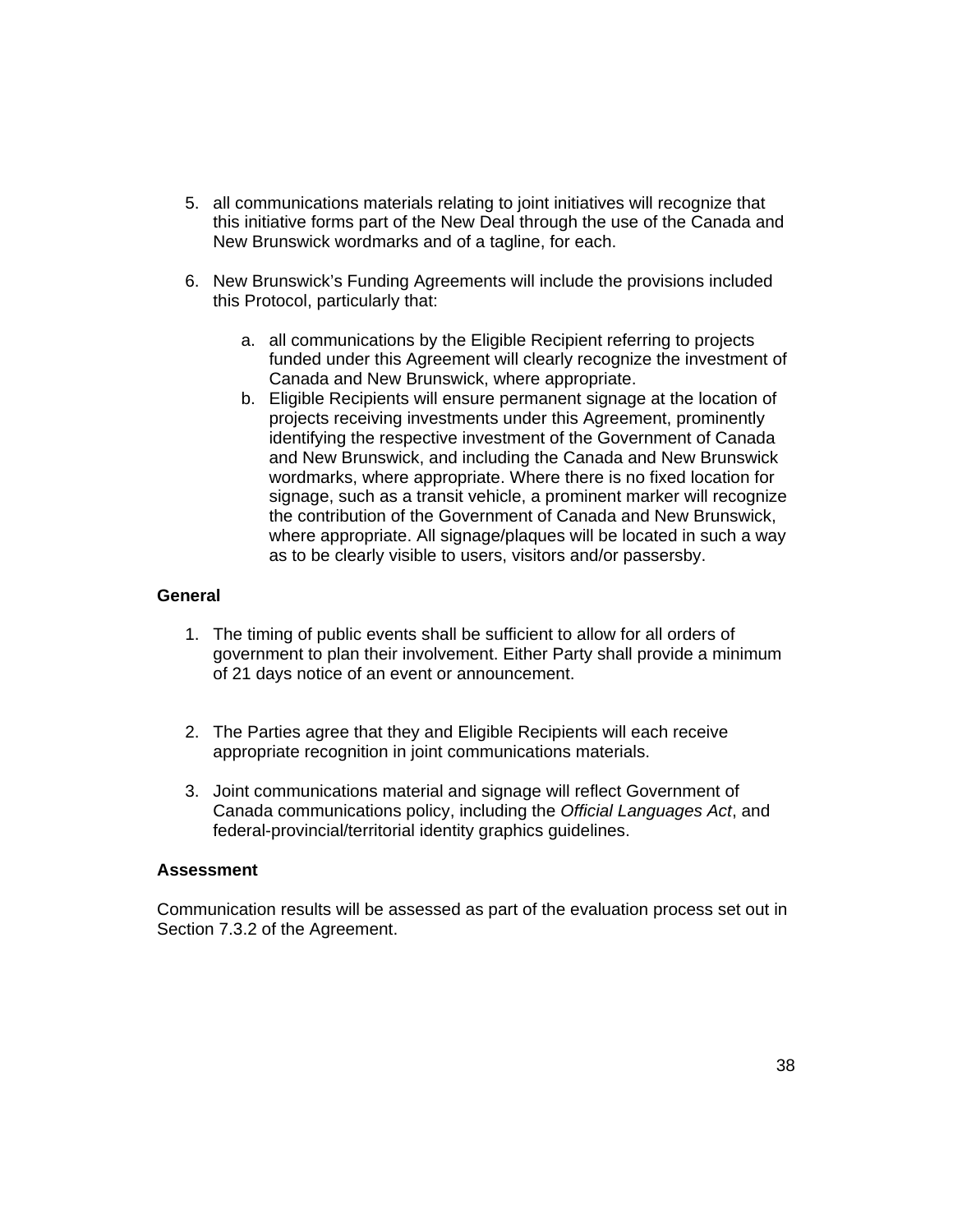5. all communications materials relating to joint initiatives will recognize that this initiative forms part of the New Deal through the use of the Canada and New Brunswick wordmarks and of a tagline, for each.

6. New Brunswick's Funding Agreements will include the provisions included this Protocol, particularly that:

   a. all communications by the Eligible Recipient referring to projects funded under this Agreement will clearly recognize the investment of Canada and New Brunswick, where appropriate.
   b. Eligible Recipients will ensure permanent signage at the location of projects receiving investments under this Agreement, prominently identifying the respective investment of the Government of Canada and New Brunswick, and including the Canada and New Brunswick wordmarks, where appropriate. Where there is no fixed location for signage, such as a transit vehicle, a prominent marker will recognize the contribution of the Government of Canada and New Brunswick, where appropriate. All signage/plaques will be located in such a way as to be clearly visible to users, visitors and/or passersby.

**General**

1. The timing of public events shall be sufficient to allow for all orders of government to plan their involvement. Either Party shall provide a minimum of 21 days notice of an event or announcement.

2. The Parties agree that they and Eligible Recipients will each receive appropriate recognition in joint communications materials.

3. Joint communications material and signage will reflect Government of Canada communications policy, including the *Official Languages Act*, and federal-provincial/territorial identity graphics guidelines.

**Assessment**

Communication results will be assessed as part of the evaluation process set out in Section 7.3.2 of the Agreement.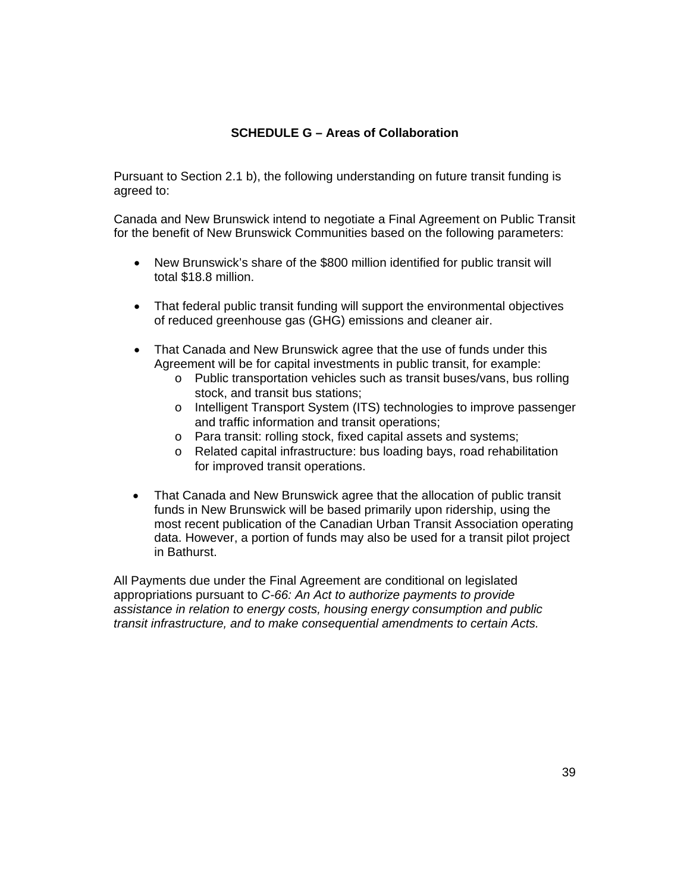## SCHEDULE G – Areas of Collaboration

Pursuant to Section 2.1 b), the following understanding on future transit funding is agreed to:

Canada and New Brunswick intend to negotiate a Final Agreement on Public Transit for the benefit of New Brunswick Communities based on the following parameters:

- New Brunswick's share of the $800 million identified for public transit will total $18.8 million.

- That federal public transit funding will support the environmental objectives of reduced greenhouse gas (GHG) emissions and cleaner air.

- That Canada and New Brunswick agree that the use of funds under this Agreement will be for capital investments in public transit, for example:
  - Public transportation vehicles such as transit buses/vans, bus rolling stock, and transit bus stations;
  - Intelligent Transport System (ITS) technologies to improve passenger and traffic information and transit operations;
  - Para transit: rolling stock, fixed capital assets and systems;
  - Related capital infrastructure: bus loading bays, road rehabilitation for improved transit operations.

- That Canada and New Brunswick agree that the allocation of public transit funds in New Brunswick will be based primarily upon ridership, using the most recent publication of the Canadian Urban Transit Association operating data. However, a portion of funds may also be used for a transit pilot project in Bathurst.

All Payments due under the Final Agreement are conditional on legislated appropriations pursuant to *C-66: An Act to authorize payments to provide assistance in relation to energy costs, housing energy consumption and public transit infrastructure, and to make consequential amendments to certain Acts.*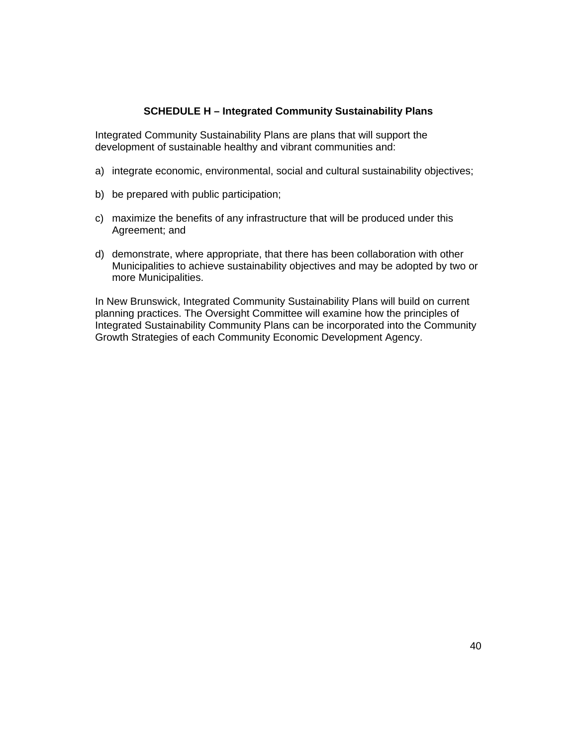## SCHEDULE H – Integrated Community Sustainability Plans

Integrated Community Sustainability Plans are plans that will support the development of sustainable healthy and vibrant communities and:

a) integrate economic, environmental, social and cultural sustainability objectives;

b) be prepared with public participation;

c) maximize the benefits of any infrastructure that will be produced under this Agreement; and

d) demonstrate, where appropriate, that there has been collaboration with other Municipalities to achieve sustainability objectives and may be adopted by two or more Municipalities.

In New Brunswick, Integrated Community Sustainability Plans will build on current planning practices. The Oversight Committee will examine how the principles of Integrated Sustainability Community Plans can be incorporated into the Community Growth Strategies of each Community Economic Development Agency.